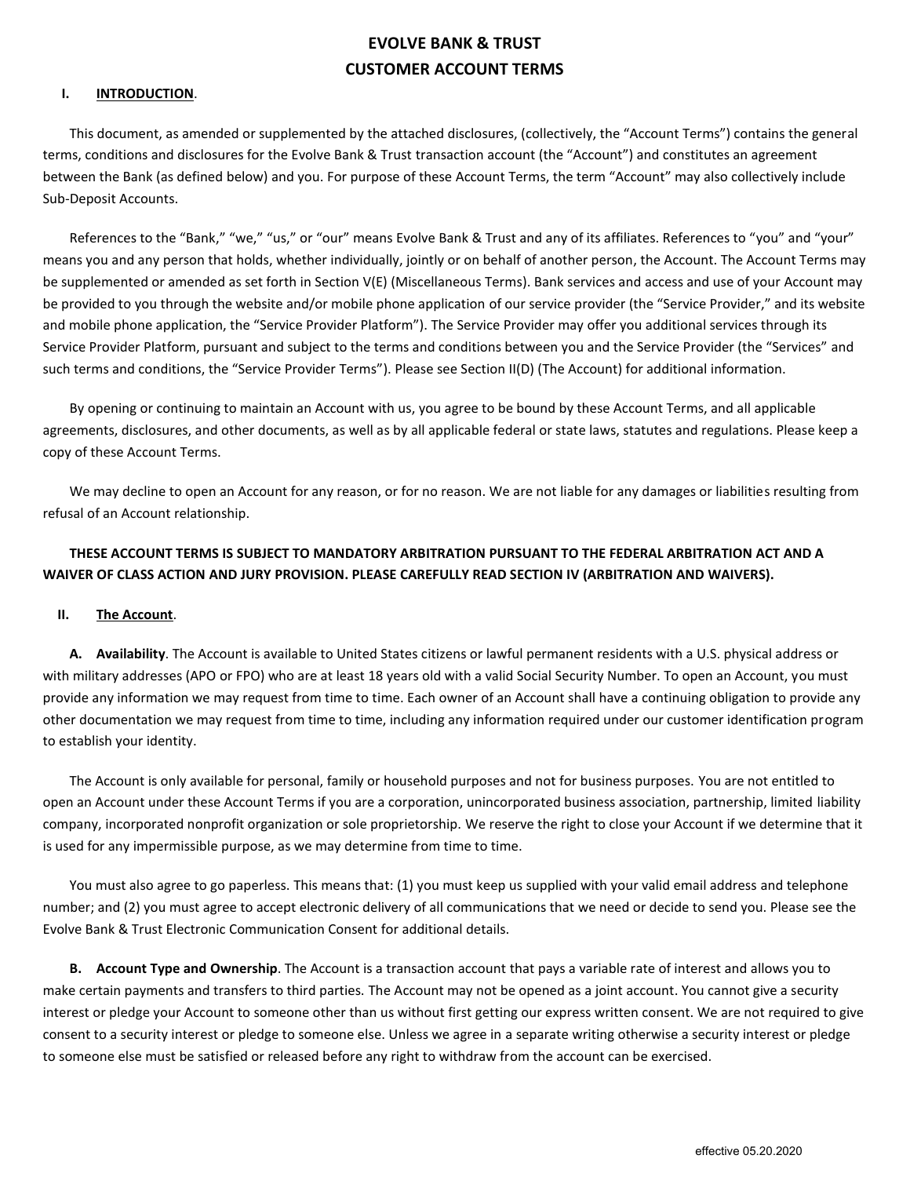# EVOLVE BANK & TRUST
# CUSTOMER ACCOUNT TERMS

## I. INTRODUCTION.

This document, as amended or supplemented by the attached disclosures, (collectively, the "Account Terms") contains the general terms, conditions and disclosures for the Evolve Bank & Trust transaction account (the "Account") and constitutes an agreement between the Bank (as defined below) and you. For purpose of these Account Terms, the term "Account" may also collectively include Sub-Deposit Accounts.

References to the "Bank," "we," "us," or "our" means Evolve Bank & Trust and any of its affiliates. References to "you" and "your" means you and any person that holds, whether individually, jointly or on behalf of another person, the Account. The Account Terms may be supplemented or amended as set forth in Section V(E) (Miscellaneous Terms). Bank services and access and use of your Account may be provided to you through the website and/or mobile phone application of our service provider (the "Service Provider," and its website and mobile phone application, the "Service Provider Platform"). The Service Provider may offer you additional services through its Service Provider Platform, pursuant and subject to the terms and conditions between you and the Service Provider (the "Services" and such terms and conditions, the "Service Provider Terms"). Please see Section II(D) (The Account) for additional information.

By opening or continuing to maintain an Account with us, you agree to be bound by these Account Terms, and all applicable agreements, disclosures, and other documents, as well as by all applicable federal or state laws, statutes and regulations. Please keep a copy of these Account Terms.

We may decline to open an Account for any reason, or for no reason. We are not liable for any damages or liabilities resulting from refusal of an Account relationship.

**THESE ACCOUNT TERMS IS SUBJECT TO MANDATORY ARBITRATION PURSUANT TO THE FEDERAL ARBITRATION ACT AND A WAIVER OF CLASS ACTION AND JURY PROVISION. PLEASE CAREFULLY READ SECTION IV (ARBITRATION AND WAIVERS).**

## II. The Account.

**A. Availability**. The Account is available to United States citizens or lawful permanent residents with a U.S. physical address or with military addresses (APO or FPO) who are at least 18 years old with a valid Social Security Number. To open an Account, you must provide any information we may request from time to time. Each owner of an Account shall have a continuing obligation to provide any other documentation we may request from time to time, including any information required under our customer identification program to establish your identity.

The Account is only available for personal, family or household purposes and not for business purposes. You are not entitled to open an Account under these Account Terms if you are a corporation, unincorporated business association, partnership, limited liability company, incorporated nonprofit organization or sole proprietorship. We reserve the right to close your Account if we determine that it is used for any impermissible purpose, as we may determine from time to time.

You must also agree to go paperless. This means that: (1) you must keep us supplied with your valid email address and telephone number; and (2) you must agree to accept electronic delivery of all communications that we need or decide to send you. Please see the Evolve Bank & Trust Electronic Communication Consent for additional details.

**B. Account Type and Ownership**. The Account is a transaction account that pays a variable rate of interest and allows you to make certain payments and transfers to third parties. The Account may not be opened as a joint account. You cannot give a security interest or pledge your Account to someone other than us without first getting our express written consent. We are not required to give consent to a security interest or pledge to someone else. Unless we agree in a separate writing otherwise a security interest or pledge to someone else must be satisfied or released before any right to withdraw from the account can be exercised.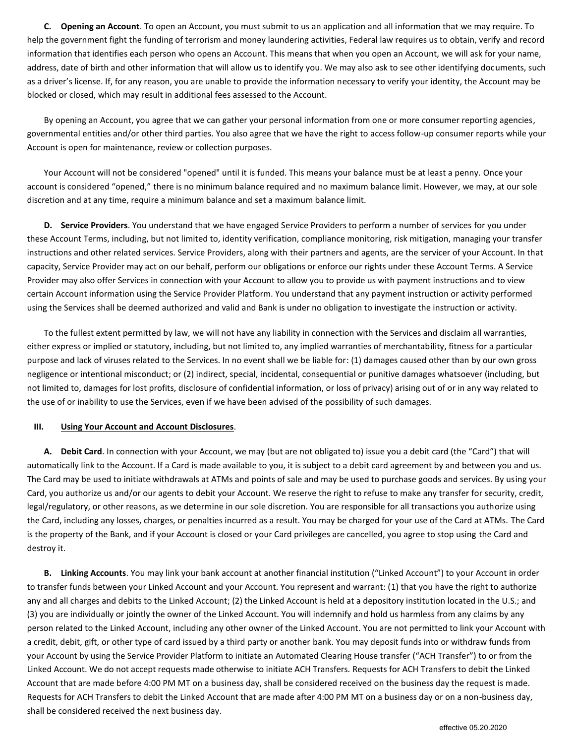**C. Opening an Account**. To open an Account, you must submit to us an application and all information that we may require. To help the government fight the funding of terrorism and money laundering activities, Federal law requires us to obtain, verify and record information that identifies each person who opens an Account. This means that when you open an Account, we will ask for your name, address, date of birth and other information that will allow us to identify you. We may also ask to see other identifying documents, such as a driver's license. If, for any reason, you are unable to provide the information necessary to verify your identity, the Account may be blocked or closed, which may result in additional fees assessed to the Account.

By opening an Account, you agree that we can gather your personal information from one or more consumer reporting agencies, governmental entities and/or other third parties. You also agree that we have the right to access follow-up consumer reports while your Account is open for maintenance, review or collection purposes.

Your Account will not be considered "opened" until it is funded. This means your balance must be at least a penny. Once your account is considered "opened," there is no minimum balance required and no maximum balance limit. However, we may, at our sole discretion and at any time, require a minimum balance and set a maximum balance limit.

**D. Service Providers**. You understand that we have engaged Service Providers to perform a number of services for you under these Account Terms, including, but not limited to, identity verification, compliance monitoring, risk mitigation, managing your transfer instructions and other related services. Service Providers, along with their partners and agents, are the servicer of your Account. In that capacity, Service Provider may act on our behalf, perform our obligations or enforce our rights under these Account Terms. A Service Provider may also offer Services in connection with your Account to allow you to provide us with payment instructions and to view certain Account information using the Service Provider Platform. You understand that any payment instruction or activity performed using the Services shall be deemed authorized and valid and Bank is under no obligation to investigate the instruction or activity.

To the fullest extent permitted by law, we will not have any liability in connection with the Services and disclaim all warranties, either express or implied or statutory, including, but not limited to, any implied warranties of merchantability, fitness for a particular purpose and lack of viruses related to the Services. In no event shall we be liable for: (1) damages caused other than by our own gross negligence or intentional misconduct; or (2) indirect, special, incidental, consequential or punitive damages whatsoever (including, but not limited to, damages for lost profits, disclosure of confidential information, or loss of privacy) arising out of or in any way related to the use of or inability to use the Services, even if we have been advised of the possibility of such damages.

## III. Using Your Account and Account Disclosures.

**A. Debit Card**. In connection with your Account, we may (but are not obligated to) issue you a debit card (the "Card") that will automatically link to the Account. If a Card is made available to you, it is subject to a debit card agreement by and between you and us. The Card may be used to initiate withdrawals at ATMs and points of sale and may be used to purchase goods and services. By using your Card, you authorize us and/or our agents to debit your Account. We reserve the right to refuse to make any transfer for security, credit, legal/regulatory, or other reasons, as we determine in our sole discretion. You are responsible for all transactions you authorize using the Card, including any losses, charges, or penalties incurred as a result. You may be charged for your use of the Card at ATMs. The Card is the property of the Bank, and if your Account is closed or your Card privileges are cancelled, you agree to stop using the Card and destroy it.

**B. Linking Accounts**. You may link your bank account at another financial institution ("Linked Account") to your Account in order to transfer funds between your Linked Account and your Account. You represent and warrant: (1) that you have the right to authorize any and all charges and debits to the Linked Account; (2) the Linked Account is held at a depository institution located in the U.S.; and (3) you are individually or jointly the owner of the Linked Account. You will indemnify and hold us harmless from any claims by any person related to the Linked Account, including any other owner of the Linked Account. You are not permitted to link your Account with a credit, debit, gift, or other type of card issued by a third party or another bank. You may deposit funds into or withdraw funds from your Account by using the Service Provider Platform to initiate an Automated Clearing House transfer ("ACH Transfer") to or from the Linked Account. We do not accept requests made otherwise to initiate ACH Transfers. Requests for ACH Transfers to debit the Linked Account that are made before 4:00 PM MT on a business day, shall be considered received on the business day the request is made. Requests for ACH Transfers to debit the Linked Account that are made after 4:00 PM MT on a business day or on a non-business day, shall be considered received the next business day.

effective 05.20.2020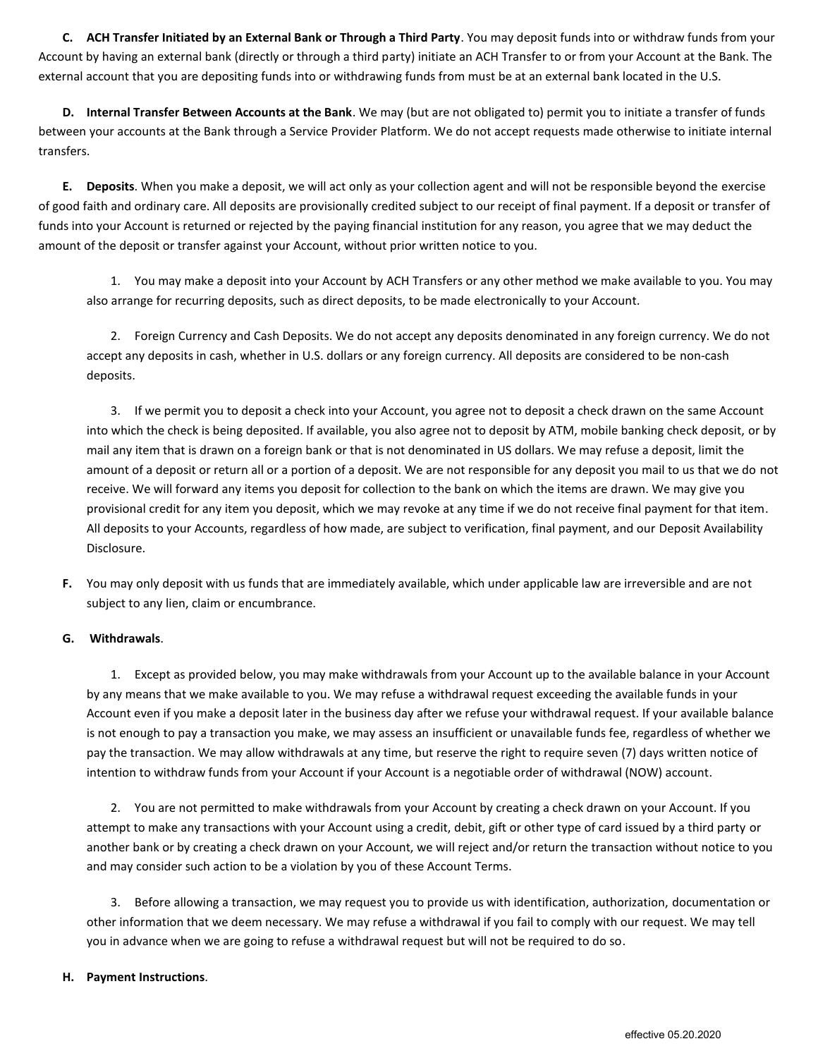**C. ACH Transfer Initiated by an External Bank or Through a Third Party**. You may deposit funds into or withdraw funds from your Account by having an external bank (directly or through a third party) initiate an ACH Transfer to or from your Account at the Bank. The external account that you are depositing funds into or withdrawing funds from must be at an external bank located in the U.S.

**D. Internal Transfer Between Accounts at the Bank**. We may (but are not obligated to) permit you to initiate a transfer of funds between your accounts at the Bank through a Service Provider Platform. We do not accept requests made otherwise to initiate internal transfers.

**E. Deposits**. When you make a deposit, we will act only as your collection agent and will not be responsible beyond the exercise of good faith and ordinary care. All deposits are provisionally credited subject to our receipt of final payment. If a deposit or transfer of funds into your Account is returned or rejected by the paying financial institution for any reason, you agree that we may deduct the amount of the deposit or transfer against your Account, without prior written notice to you.

1. You may make a deposit into your Account by ACH Transfers or any other method we make available to you. You may also arrange for recurring deposits, such as direct deposits, to be made electronically to your Account.

2. Foreign Currency and Cash Deposits. We do not accept any deposits denominated in any foreign currency. We do not accept any deposits in cash, whether in U.S. dollars or any foreign currency. All deposits are considered to be non-cash deposits.

3. If we permit you to deposit a check into your Account, you agree not to deposit a check drawn on the same Account into which the check is being deposited. If available, you also agree not to deposit by ATM, mobile banking check deposit, or by mail any item that is drawn on a foreign bank or that is not denominated in US dollars. We may refuse a deposit, limit the amount of a deposit or return all or a portion of a deposit. We are not responsible for any deposit you mail to us that we do not receive. We will forward any items you deposit for collection to the bank on which the items are drawn. We may give you provisional credit for any item you deposit, which we may revoke at any time if we do not receive final payment for that item. All deposits to your Accounts, regardless of how made, are subject to verification, final payment, and our Deposit Availability Disclosure.

**F.** You may only deposit with us funds that are immediately available, which under applicable law are irreversible and are not subject to any lien, claim or encumbrance.

**G. Withdrawals**.

1. Except as provided below, you may make withdrawals from your Account up to the available balance in your Account by any means that we make available to you. We may refuse a withdrawal request exceeding the available funds in your Account even if you make a deposit later in the business day after we refuse your withdrawal request. If your available balance is not enough to pay a transaction you make, we may assess an insufficient or unavailable funds fee, regardless of whether we pay the transaction. We may allow withdrawals at any time, but reserve the right to require seven (7) days written notice of intention to withdraw funds from your Account if your Account is a negotiable order of withdrawal (NOW) account.

2. You are not permitted to make withdrawals from your Account by creating a check drawn on your Account. If you attempt to make any transactions with your Account using a credit, debit, gift or other type of card issued by a third party or another bank or by creating a check drawn on your Account, we will reject and/or return the transaction without notice to you and may consider such action to be a violation by you of these Account Terms.

3. Before allowing a transaction, we may request you to provide us with identification, authorization, documentation or other information that we deem necessary. We may refuse a withdrawal if you fail to comply with our request. We may tell you in advance when we are going to refuse a withdrawal request but will not be required to do so.

**H. Payment Instructions**.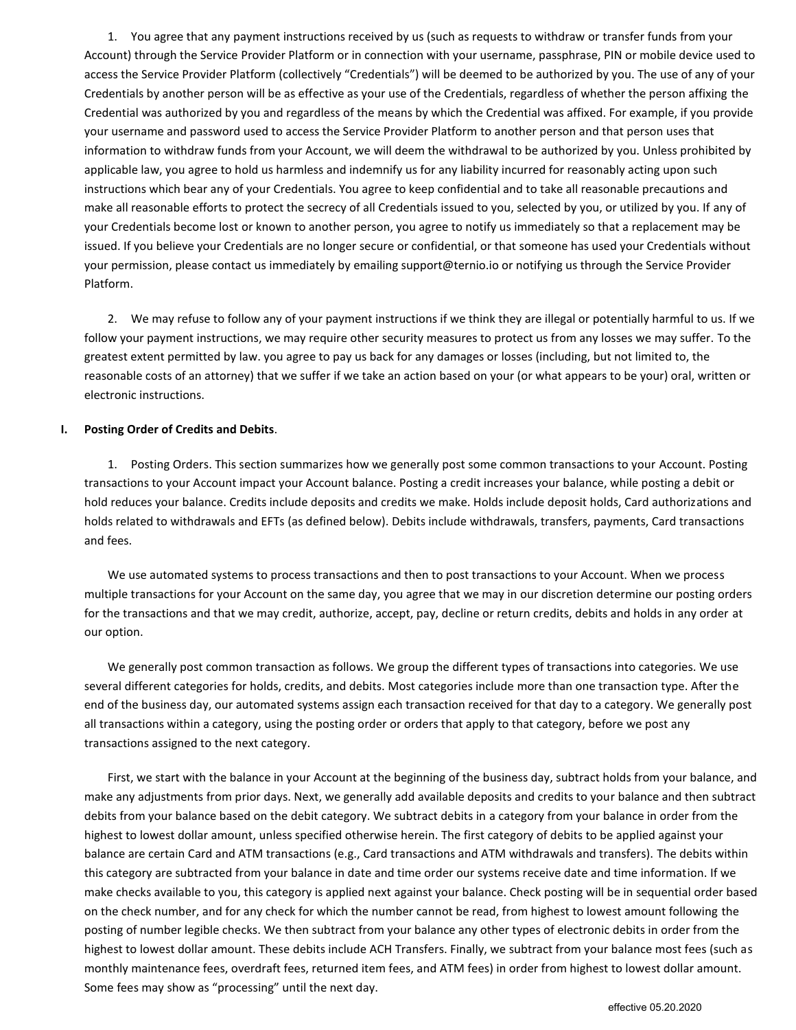1. You agree that any payment instructions received by us (such as requests to withdraw or transfer funds from your Account) through the Service Provider Platform or in connection with your username, passphrase, PIN or mobile device used to access the Service Provider Platform (collectively "Credentials") will be deemed to be authorized by you. The use of any of your Credentials by another person will be as effective as your use of the Credentials, regardless of whether the person affixing the Credential was authorized by you and regardless of the means by which the Credential was affixed. For example, if you provide your username and password used to access the Service Provider Platform to another person and that person uses that information to withdraw funds from your Account, we will deem the withdrawal to be authorized by you. Unless prohibited by applicable law, you agree to hold us harmless and indemnify us for any liability incurred for reasonably acting upon such instructions which bear any of your Credentials. You agree to keep confidential and to take all reasonable precautions and make all reasonable efforts to protect the secrecy of all Credentials issued to you, selected by you, or utilized by you. If any of your Credentials become lost or known to another person, you agree to notify us immediately so that a replacement may be issued. If you believe your Credentials are no longer secure or confidential, or that someone has used your Credentials without your permission, please contact us immediately by emailing support@ternio.io or notifying us through the Service Provider Platform.

2. We may refuse to follow any of your payment instructions if we think they are illegal or potentially harmful to us. If we follow your payment instructions, we may require other security measures to protect us from any losses we may suffer. To the greatest extent permitted by law. you agree to pay us back for any damages or losses (including, but not limited to, the reasonable costs of an attorney) that we suffer if we take an action based on your (or what appears to be your) oral, written or electronic instructions.

**I. Posting Order of Credits and Debits**.

1. Posting Orders. This section summarizes how we generally post some common transactions to your Account. Posting transactions to your Account impact your Account balance. Posting a credit increases your balance, while posting a debit or hold reduces your balance. Credits include deposits and credits we make. Holds include deposit holds, Card authorizations and holds related to withdrawals and EFTs (as defined below). Debits include withdrawals, transfers, payments, Card transactions and fees.

We use automated systems to process transactions and then to post transactions to your Account. When we process multiple transactions for your Account on the same day, you agree that we may in our discretion determine our posting orders for the transactions and that we may credit, authorize, accept, pay, decline or return credits, debits and holds in any order at our option.

We generally post common transaction as follows. We group the different types of transactions into categories. We use several different categories for holds, credits, and debits. Most categories include more than one transaction type. After the end of the business day, our automated systems assign each transaction received for that day to a category. We generally post all transactions within a category, using the posting order or orders that apply to that category, before we post any transactions assigned to the next category.

First, we start with the balance in your Account at the beginning of the business day, subtract holds from your balance, and make any adjustments from prior days. Next, we generally add available deposits and credits to your balance and then subtract debits from your balance based on the debit category. We subtract debits in a category from your balance in order from the highest to lowest dollar amount, unless specified otherwise herein. The first category of debits to be applied against your balance are certain Card and ATM transactions (e.g., Card transactions and ATM withdrawals and transfers). The debits within this category are subtracted from your balance in date and time order our systems receive date and time information. If we make checks available to you, this category is applied next against your balance. Check posting will be in sequential order based on the check number, and for any check for which the number cannot be read, from highest to lowest amount following the posting of number legible checks. We then subtract from your balance any other types of electronic debits in order from the highest to lowest dollar amount. These debits include ACH Transfers. Finally, we subtract from your balance most fees (such as monthly maintenance fees, overdraft fees, returned item fees, and ATM fees) in order from highest to lowest dollar amount. Some fees may show as "processing" until the next day.

effective 05.20.2020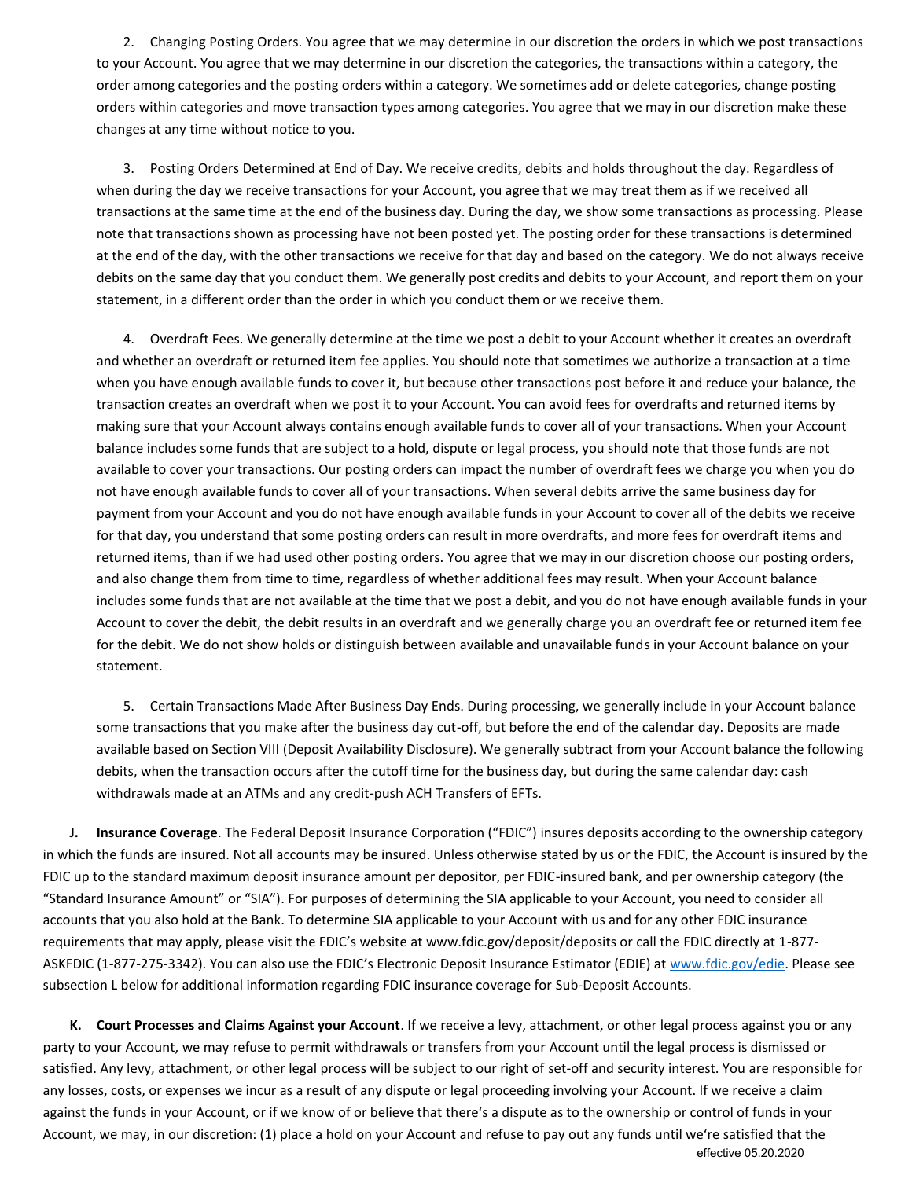2. Changing Posting Orders. You agree that we may determine in our discretion the orders in which we post transactions to your Account. You agree that we may determine in our discretion the categories, the transactions within a category, the order among categories and the posting orders within a category. We sometimes add or delete categories, change posting orders within categories and move transaction types among categories. You agree that we may in our discretion make these changes at any time without notice to you.

3. Posting Orders Determined at End of Day. We receive credits, debits and holds throughout the day. Regardless of when during the day we receive transactions for your Account, you agree that we may treat them as if we received all transactions at the same time at the end of the business day. During the day, we show some transactions as processing. Please note that transactions shown as processing have not been posted yet. The posting order for these transactions is determined at the end of the day, with the other transactions we receive for that day and based on the category. We do not always receive debits on the same day that you conduct them. We generally post credits and debits to your Account, and report them on your statement, in a different order than the order in which you conduct them or we receive them.

4. Overdraft Fees. We generally determine at the time we post a debit to your Account whether it creates an overdraft and whether an overdraft or returned item fee applies. You should note that sometimes we authorize a transaction at a time when you have enough available funds to cover it, but because other transactions post before it and reduce your balance, the transaction creates an overdraft when we post it to your Account. You can avoid fees for overdrafts and returned items by making sure that your Account always contains enough available funds to cover all of your transactions. When your Account balance includes some funds that are subject to a hold, dispute or legal process, you should note that those funds are not available to cover your transactions. Our posting orders can impact the number of overdraft fees we charge you when you do not have enough available funds to cover all of your transactions. When several debits arrive the same business day for payment from your Account and you do not have enough available funds in your Account to cover all of the debits we receive for that day, you understand that some posting orders can result in more overdrafts, and more fees for overdraft items and returned items, than if we had used other posting orders. You agree that we may in our discretion choose our posting orders, and also change them from time to time, regardless of whether additional fees may result. When your Account balance includes some funds that are not available at the time that we post a debit, and you do not have enough available funds in your Account to cover the debit, the debit results in an overdraft and we generally charge you an overdraft fee or returned item fee for the debit. We do not show holds or distinguish between available and unavailable funds in your Account balance on your statement.

5. Certain Transactions Made After Business Day Ends. During processing, we generally include in your Account balance some transactions that you make after the business day cut-off, but before the end of the calendar day. Deposits are made available based on Section VIII (Deposit Availability Disclosure). We generally subtract from your Account balance the following debits, when the transaction occurs after the cutoff time for the business day, but during the same calendar day: cash withdrawals made at an ATMs and any credit-push ACH Transfers of EFTs.

**J. Insurance Coverage**. The Federal Deposit Insurance Corporation ("FDIC") insures deposits according to the ownership category in which the funds are insured. Not all accounts may be insured. Unless otherwise stated by us or the FDIC, the Account is insured by the FDIC up to the standard maximum deposit insurance amount per depositor, per FDIC-insured bank, and per ownership category (the "Standard Insurance Amount" or "SIA"). For purposes of determining the SIA applicable to your Account, you need to consider all accounts that you also hold at the Bank. To determine SIA applicable to your Account with us and for any other FDIC insurance requirements that may apply, please visit the FDIC's website at www.fdic.gov/deposit/deposits or call the FDIC directly at 1-877-ASKFDIC (1-877-275-3342). You can also use the FDIC's Electronic Deposit Insurance Estimator (EDIE) at www.fdic.gov/edie. Please see subsection L below for additional information regarding FDIC insurance coverage for Sub-Deposit Accounts.

**K. Court Processes and Claims Against your Account**. If we receive a levy, attachment, or other legal process against you or any party to your Account, we may refuse to permit withdrawals or transfers from your Account until the legal process is dismissed or satisfied. Any levy, attachment, or other legal process will be subject to our right of set-off and security interest. You are responsible for any losses, costs, or expenses we incur as a result of any dispute or legal proceeding involving your Account. If we receive a claim against the funds in your Account, or if we know of or believe that there's a dispute as to the ownership or control of funds in your Account, we may, in our discretion: (1) place a hold on your Account and refuse to pay out any funds until we're satisfied that the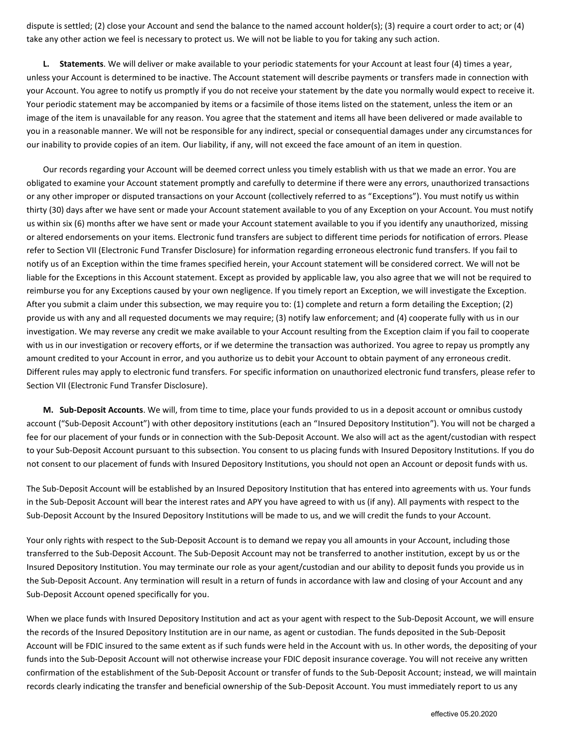dispute is settled; (2) close your Account and send the balance to the named account holder(s); (3) require a court order to act; or (4) take any other action we feel is necessary to protect us. We will not be liable to you for taking any such action.

**L. Statements**. We will deliver or make available to your periodic statements for your Account at least four (4) times a year, unless your Account is determined to be inactive. The Account statement will describe payments or transfers made in connection with your Account. You agree to notify us promptly if you do not receive your statement by the date you normally would expect to receive it. Your periodic statement may be accompanied by items or a facsimile of those items listed on the statement, unless the item or an image of the item is unavailable for any reason. You agree that the statement and items all have been delivered or made available to you in a reasonable manner. We will not be responsible for any indirect, special or consequential damages under any circumstances for our inability to provide copies of an item. Our liability, if any, will not exceed the face amount of an item in question.

Our records regarding your Account will be deemed correct unless you timely establish with us that we made an error. You are obligated to examine your Account statement promptly and carefully to determine if there were any errors, unauthorized transactions or any other improper or disputed transactions on your Account (collectively referred to as "Exceptions"). You must notify us within thirty (30) days after we have sent or made your Account statement available to you of any Exception on your Account. You must notify us within six (6) months after we have sent or made your Account statement available to you if you identify any unauthorized, missing or altered endorsements on your items. Electronic fund transfers are subject to different time periods for notification of errors. Please refer to Section VII (Electronic Fund Transfer Disclosure) for information regarding erroneous electronic fund transfers. If you fail to notify us of an Exception within the time frames specified herein, your Account statement will be considered correct. We will not be liable for the Exceptions in this Account statement. Except as provided by applicable law, you also agree that we will not be required to reimburse you for any Exceptions caused by your own negligence. If you timely report an Exception, we will investigate the Exception. After you submit a claim under this subsection, we may require you to: (1) complete and return a form detailing the Exception; (2) provide us with any and all requested documents we may require; (3) notify law enforcement; and (4) cooperate fully with us in our investigation. We may reverse any credit we make available to your Account resulting from the Exception claim if you fail to cooperate with us in our investigation or recovery efforts, or if we determine the transaction was authorized. You agree to repay us promptly any amount credited to your Account in error, and you authorize us to debit your Account to obtain payment of any erroneous credit. Different rules may apply to electronic fund transfers. For specific information on unauthorized electronic fund transfers, please refer to Section VII (Electronic Fund Transfer Disclosure).

**M. Sub-Deposit Accounts**. We will, from time to time, place your funds provided to us in a deposit account or omnibus custody account ("Sub-Deposit Account") with other depository institutions (each an "Insured Depository Institution"). You will not be charged a fee for our placement of your funds or in connection with the Sub-Deposit Account. We also will act as the agent/custodian with respect to your Sub-Deposit Account pursuant to this subsection. You consent to us placing funds with Insured Depository Institutions. If you do not consent to our placement of funds with Insured Depository Institutions, you should not open an Account or deposit funds with us.

The Sub-Deposit Account will be established by an Insured Depository Institution that has entered into agreements with us. Your funds in the Sub-Deposit Account will bear the interest rates and APY you have agreed to with us (if any). All payments with respect to the Sub-Deposit Account by the Insured Depository Institutions will be made to us, and we will credit the funds to your Account.

Your only rights with respect to the Sub-Deposit Account is to demand we repay you all amounts in your Account, including those transferred to the Sub-Deposit Account. The Sub-Deposit Account may not be transferred to another institution, except by us or the Insured Depository Institution. You may terminate our role as your agent/custodian and our ability to deposit funds you provide us in the Sub-Deposit Account. Any termination will result in a return of funds in accordance with law and closing of your Account and any Sub-Deposit Account opened specifically for you.

When we place funds with Insured Depository Institution and act as your agent with respect to the Sub-Deposit Account, we will ensure the records of the Insured Depository Institution are in our name, as agent or custodian. The funds deposited in the Sub-Deposit Account will be FDIC insured to the same extent as if such funds were held in the Account with us. In other words, the depositing of your funds into the Sub-Deposit Account will not otherwise increase your FDIC deposit insurance coverage. You will not receive any written confirmation of the establishment of the Sub-Deposit Account or transfer of funds to the Sub-Deposit Account; instead, we will maintain records clearly indicating the transfer and beneficial ownership of the Sub-Deposit Account. You must immediately report to us any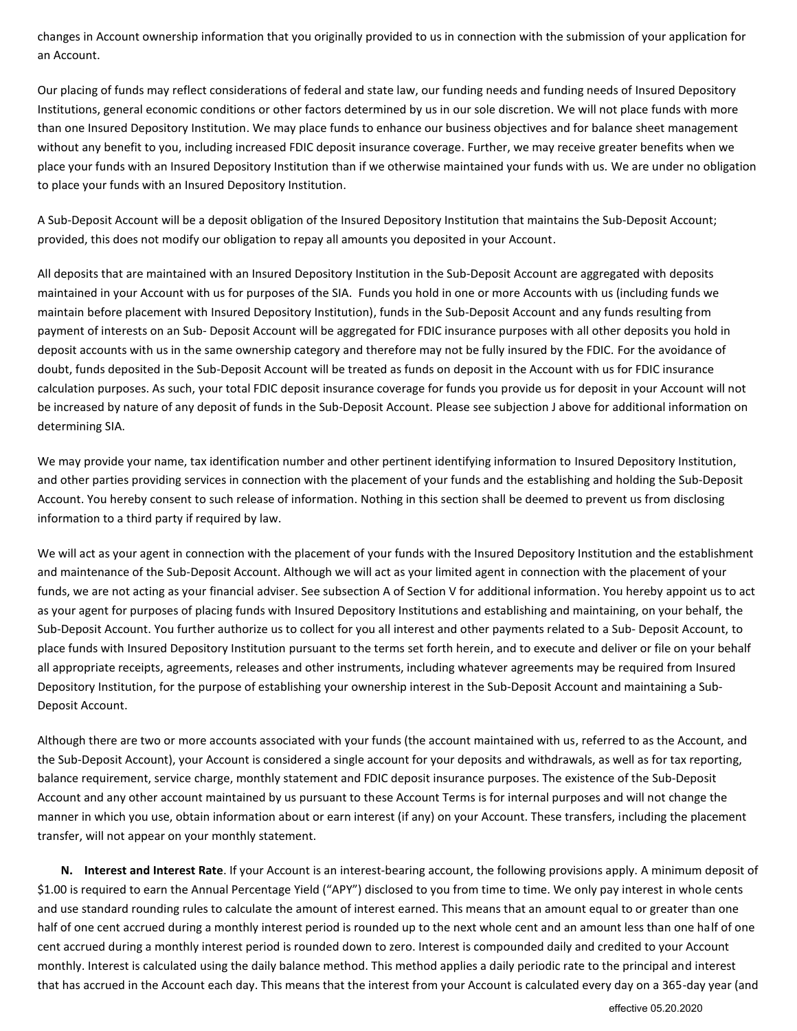changes in Account ownership information that you originally provided to us in connection with the submission of your application for an Account.

Our placing of funds may reflect considerations of federal and state law, our funding needs and funding needs of Insured Depository Institutions, general economic conditions or other factors determined by us in our sole discretion. We will not place funds with more than one Insured Depository Institution. We may place funds to enhance our business objectives and for balance sheet management without any benefit to you, including increased FDIC deposit insurance coverage. Further, we may receive greater benefits when we place your funds with an Insured Depository Institution than if we otherwise maintained your funds with us. We are under no obligation to place your funds with an Insured Depository Institution.

A Sub-Deposit Account will be a deposit obligation of the Insured Depository Institution that maintains the Sub-Deposit Account; provided, this does not modify our obligation to repay all amounts you deposited in your Account.

All deposits that are maintained with an Insured Depository Institution in the Sub-Deposit Account are aggregated with deposits maintained in your Account with us for purposes of the SIA. Funds you hold in one or more Accounts with us (including funds we maintain before placement with Insured Depository Institution), funds in the Sub-Deposit Account and any funds resulting from payment of interests on an Sub- Deposit Account will be aggregated for FDIC insurance purposes with all other deposits you hold in deposit accounts with us in the same ownership category and therefore may not be fully insured by the FDIC. For the avoidance of doubt, funds deposited in the Sub-Deposit Account will be treated as funds on deposit in the Account with us for FDIC insurance calculation purposes. As such, your total FDIC deposit insurance coverage for funds you provide us for deposit in your Account will not be increased by nature of any deposit of funds in the Sub-Deposit Account. Please see subjection J above for additional information on determining SIA.

We may provide your name, tax identification number and other pertinent identifying information to Insured Depository Institution, and other parties providing services in connection with the placement of your funds and the establishing and holding the Sub-Deposit Account. You hereby consent to such release of information. Nothing in this section shall be deemed to prevent us from disclosing information to a third party if required by law.

We will act as your agent in connection with the placement of your funds with the Insured Depository Institution and the establishment and maintenance of the Sub-Deposit Account. Although we will act as your limited agent in connection with the placement of your funds, we are not acting as your financial adviser. See subsection A of Section V for additional information. You hereby appoint us to act as your agent for purposes of placing funds with Insured Depository Institutions and establishing and maintaining, on your behalf, the Sub-Deposit Account. You further authorize us to collect for you all interest and other payments related to a Sub- Deposit Account, to place funds with Insured Depository Institution pursuant to the terms set forth herein, and to execute and deliver or file on your behalf all appropriate receipts, agreements, releases and other instruments, including whatever agreements may be required from Insured Depository Institution, for the purpose of establishing your ownership interest in the Sub-Deposit Account and maintaining a Sub-Deposit Account.

Although there are two or more accounts associated with your funds (the account maintained with us, referred to as the Account, and the Sub-Deposit Account), your Account is considered a single account for your deposits and withdrawals, as well as for tax reporting, balance requirement, service charge, monthly statement and FDIC deposit insurance purposes. The existence of the Sub-Deposit Account and any other account maintained by us pursuant to these Account Terms is for internal purposes and will not change the manner in which you use, obtain information about or earn interest (if any) on your Account. These transfers, including the placement transfer, will not appear on your monthly statement.

**N. Interest and Interest Rate**. If your Account is an interest-bearing account, the following provisions apply. A minimum deposit of $1.00 is required to earn the Annual Percentage Yield ("APY") disclosed to you from time to time. We only pay interest in whole cents and use standard rounding rules to calculate the amount of interest earned. This means that an amount equal to or greater than one half of one cent accrued during a monthly interest period is rounded up to the next whole cent and an amount less than one half of one cent accrued during a monthly interest period is rounded down to zero. Interest is compounded daily and credited to your Account monthly. Interest is calculated using the daily balance method. This method applies a daily periodic rate to the principal and interest that has accrued in the Account each day. This means that the interest from your Account is calculated every day on a 365-day year (and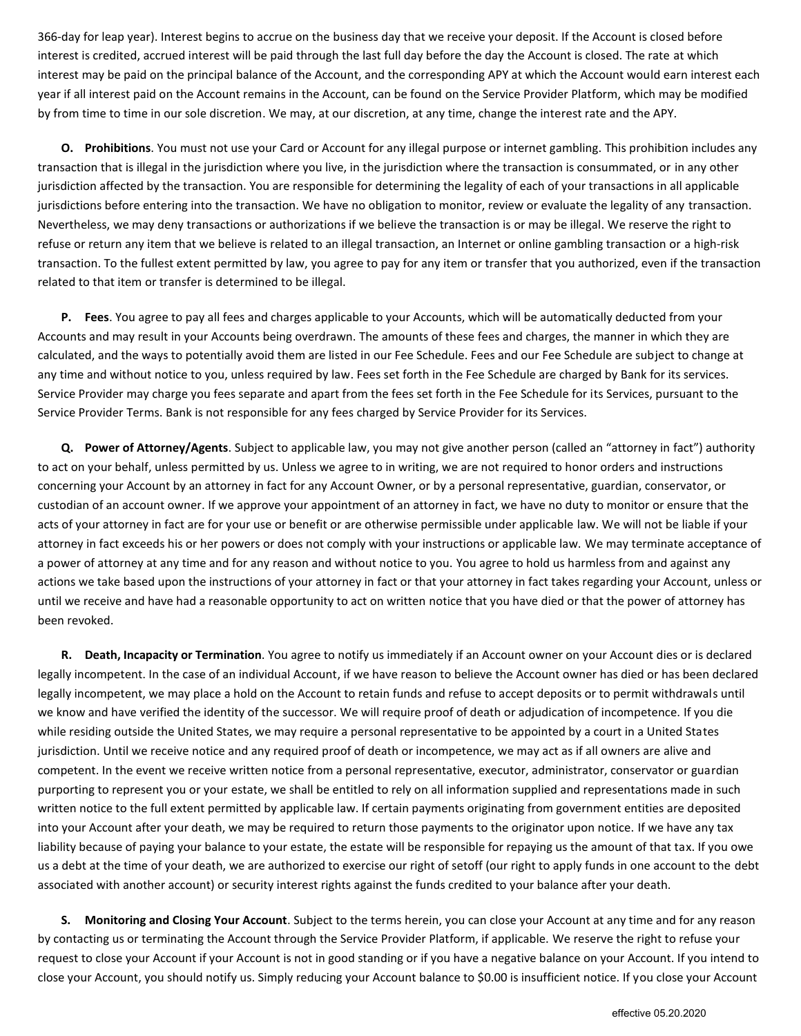366-day for leap year). Interest begins to accrue on the business day that we receive your deposit. If the Account is closed before interest is credited, accrued interest will be paid through the last full day before the day the Account is closed. The rate at which interest may be paid on the principal balance of the Account, and the corresponding APY at which the Account would earn interest each year if all interest paid on the Account remains in the Account, can be found on the Service Provider Platform, which may be modified by from time to time in our sole discretion. We may, at our discretion, at any time, change the interest rate and the APY.

**O. Prohibitions**. You must not use your Card or Account for any illegal purpose or internet gambling. This prohibition includes any transaction that is illegal in the jurisdiction where you live, in the jurisdiction where the transaction is consummated, or in any other jurisdiction affected by the transaction. You are responsible for determining the legality of each of your transactions in all applicable jurisdictions before entering into the transaction. We have no obligation to monitor, review or evaluate the legality of any transaction. Nevertheless, we may deny transactions or authorizations if we believe the transaction is or may be illegal. We reserve the right to refuse or return any item that we believe is related to an illegal transaction, an Internet or online gambling transaction or a high-risk transaction. To the fullest extent permitted by law, you agree to pay for any item or transfer that you authorized, even if the transaction related to that item or transfer is determined to be illegal.

**P. Fees**. You agree to pay all fees and charges applicable to your Accounts, which will be automatically deducted from your Accounts and may result in your Accounts being overdrawn. The amounts of these fees and charges, the manner in which they are calculated, and the ways to potentially avoid them are listed in our Fee Schedule. Fees and our Fee Schedule are subject to change at any time and without notice to you, unless required by law. Fees set forth in the Fee Schedule are charged by Bank for its services. Service Provider may charge you fees separate and apart from the fees set forth in the Fee Schedule for its Services, pursuant to the Service Provider Terms. Bank is not responsible for any fees charged by Service Provider for its Services.

**Q. Power of Attorney/Agents**. Subject to applicable law, you may not give another person (called an "attorney in fact") authority to act on your behalf, unless permitted by us. Unless we agree to in writing, we are not required to honor orders and instructions concerning your Account by an attorney in fact for any Account Owner, or by a personal representative, guardian, conservator, or custodian of an account owner. If we approve your appointment of an attorney in fact, we have no duty to monitor or ensure that the acts of your attorney in fact are for your use or benefit or are otherwise permissible under applicable law. We will not be liable if your attorney in fact exceeds his or her powers or does not comply with your instructions or applicable law. We may terminate acceptance of a power of attorney at any time and for any reason and without notice to you. You agree to hold us harmless from and against any actions we take based upon the instructions of your attorney in fact or that your attorney in fact takes regarding your Account, unless or until we receive and have had a reasonable opportunity to act on written notice that you have died or that the power of attorney has been revoked.

**R. Death, Incapacity or Termination**. You agree to notify us immediately if an Account owner on your Account dies or is declared legally incompetent. In the case of an individual Account, if we have reason to believe the Account owner has died or has been declared legally incompetent, we may place a hold on the Account to retain funds and refuse to accept deposits or to permit withdrawals until we know and have verified the identity of the successor. We will require proof of death or adjudication of incompetence. If you die while residing outside the United States, we may require a personal representative to be appointed by a court in a United States jurisdiction. Until we receive notice and any required proof of death or incompetence, we may act as if all owners are alive and competent. In the event we receive written notice from a personal representative, executor, administrator, conservator or guardian purporting to represent you or your estate, we shall be entitled to rely on all information supplied and representations made in such written notice to the full extent permitted by applicable law. If certain payments originating from government entities are deposited into your Account after your death, we may be required to return those payments to the originator upon notice. If we have any tax liability because of paying your balance to your estate, the estate will be responsible for repaying us the amount of that tax. If you owe us a debt at the time of your death, we are authorized to exercise our right of setoff (our right to apply funds in one account to the debt associated with another account) or security interest rights against the funds credited to your balance after your death.

**S. Monitoring and Closing Your Account**. Subject to the terms herein, you can close your Account at any time and for any reason by contacting us or terminating the Account through the Service Provider Platform, if applicable. We reserve the right to refuse your request to close your Account if your Account is not in good standing or if you have a negative balance on your Account. If you intend to close your Account, you should notify us. Simply reducing your Account balance to $0.00 is insufficient notice. If you close your Account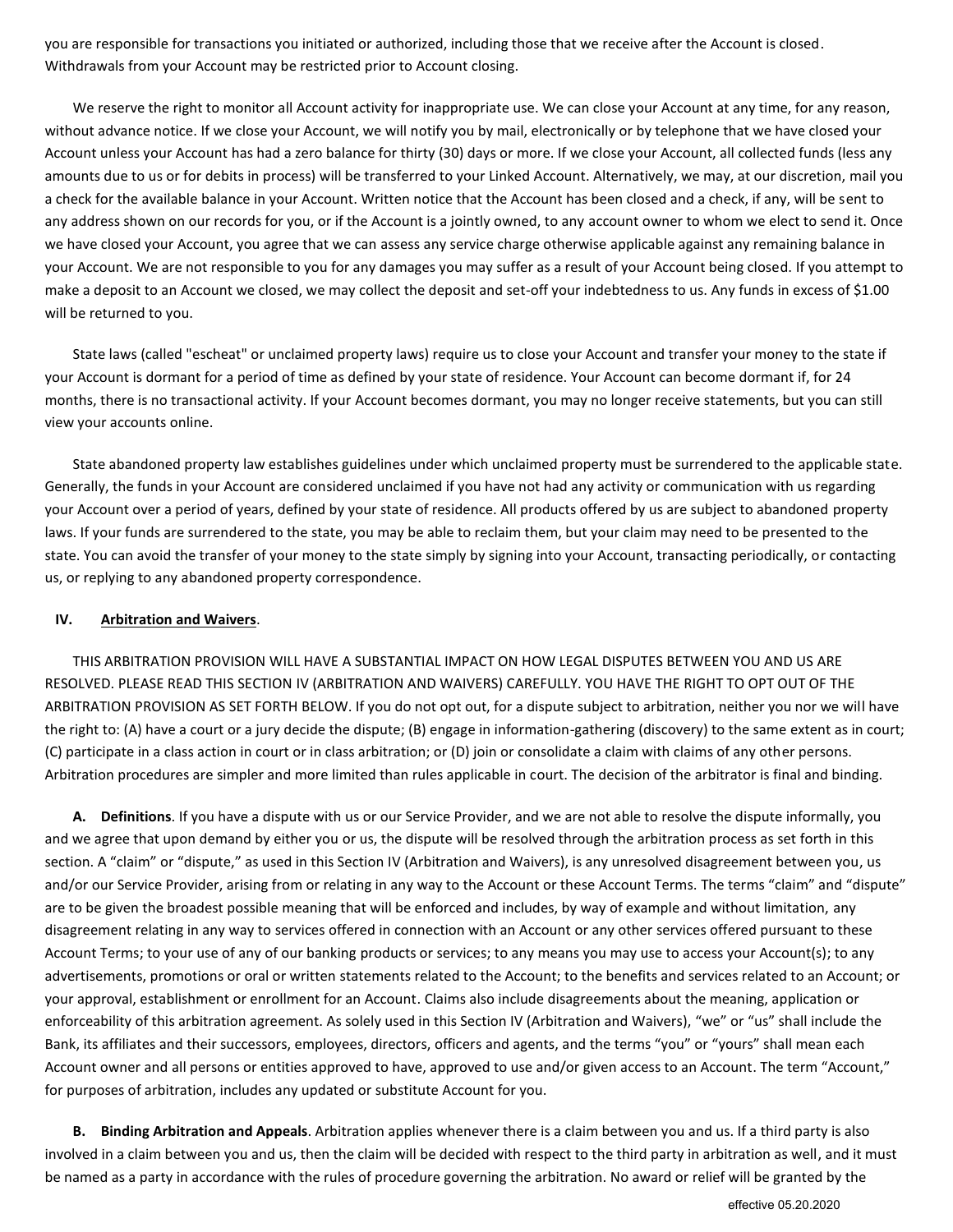you are responsible for transactions you initiated or authorized, including those that we receive after the Account is closed. Withdrawals from your Account may be restricted prior to Account closing.

We reserve the right to monitor all Account activity for inappropriate use. We can close your Account at any time, for any reason, without advance notice. If we close your Account, we will notify you by mail, electronically or by telephone that we have closed your Account unless your Account has had a zero balance for thirty (30) days or more. If we close your Account, all collected funds (less any amounts due to us or for debits in process) will be transferred to your Linked Account. Alternatively, we may, at our discretion, mail you a check for the available balance in your Account. Written notice that the Account has been closed and a check, if any, will be sent to any address shown on our records for you, or if the Account is a jointly owned, to any account owner to whom we elect to send it. Once we have closed your Account, you agree that we can assess any service charge otherwise applicable against any remaining balance in your Account. We are not responsible to you for any damages you may suffer as a result of your Account being closed. If you attempt to make a deposit to an Account we closed, we may collect the deposit and set-off your indebtedness to us. Any funds in excess of $1.00 will be returned to you.

State laws (called "escheat" or unclaimed property laws) require us to close your Account and transfer your money to the state if your Account is dormant for a period of time as defined by your state of residence. Your Account can become dormant if, for 24 months, there is no transactional activity. If your Account becomes dormant, you may no longer receive statements, but you can still view your accounts online.

State abandoned property law establishes guidelines under which unclaimed property must be surrendered to the applicable state. Generally, the funds in your Account are considered unclaimed if you have not had any activity or communication with us regarding your Account over a period of years, defined by your state of residence. All products offered by us are subject to abandoned property laws. If your funds are surrendered to the state, you may be able to reclaim them, but your claim may need to be presented to the state. You can avoid the transfer of your money to the state simply by signing into your Account, transacting periodically, or contacting us, or replying to any abandoned property correspondence.

## IV. Arbitration and Waivers.

THIS ARBITRATION PROVISION WILL HAVE A SUBSTANTIAL IMPACT ON HOW LEGAL DISPUTES BETWEEN YOU AND US ARE RESOLVED. PLEASE READ THIS SECTION IV (ARBITRATION AND WAIVERS) CAREFULLY. YOU HAVE THE RIGHT TO OPT OUT OF THE ARBITRATION PROVISION AS SET FORTH BELOW. If you do not opt out, for a dispute subject to arbitration, neither you nor we will have the right to: (A) have a court or a jury decide the dispute; (B) engage in information-gathering (discovery) to the same extent as in court; (C) participate in a class action in court or in class arbitration; or (D) join or consolidate a claim with claims of any other persons. Arbitration procedures are simpler and more limited than rules applicable in court. The decision of the arbitrator is final and binding.

**A. Definitions**. If you have a dispute with us or our Service Provider, and we are not able to resolve the dispute informally, you and we agree that upon demand by either you or us, the dispute will be resolved through the arbitration process as set forth in this section. A "claim" or "dispute," as used in this Section IV (Arbitration and Waivers), is any unresolved disagreement between you, us and/or our Service Provider, arising from or relating in any way to the Account or these Account Terms. The terms "claim" and "dispute" are to be given the broadest possible meaning that will be enforced and includes, by way of example and without limitation, any disagreement relating in any way to services offered in connection with an Account or any other services offered pursuant to these Account Terms; to your use of any of our banking products or services; to any means you may use to access your Account(s); to any advertisements, promotions or oral or written statements related to the Account; to the benefits and services related to an Account; or your approval, establishment or enrollment for an Account. Claims also include disagreements about the meaning, application or enforceability of this arbitration agreement. As solely used in this Section IV (Arbitration and Waivers), "we" or "us" shall include the Bank, its affiliates and their successors, employees, directors, officers and agents, and the terms "you" or "yours" shall mean each Account owner and all persons or entities approved to have, approved to use and/or given access to an Account. The term "Account," for purposes of arbitration, includes any updated or substitute Account for you.

**B. Binding Arbitration and Appeals**. Arbitration applies whenever there is a claim between you and us. If a third party is also involved in a claim between you and us, then the claim will be decided with respect to the third party in arbitration as well, and it must be named as a party in accordance with the rules of procedure governing the arbitration. No award or relief will be granted by the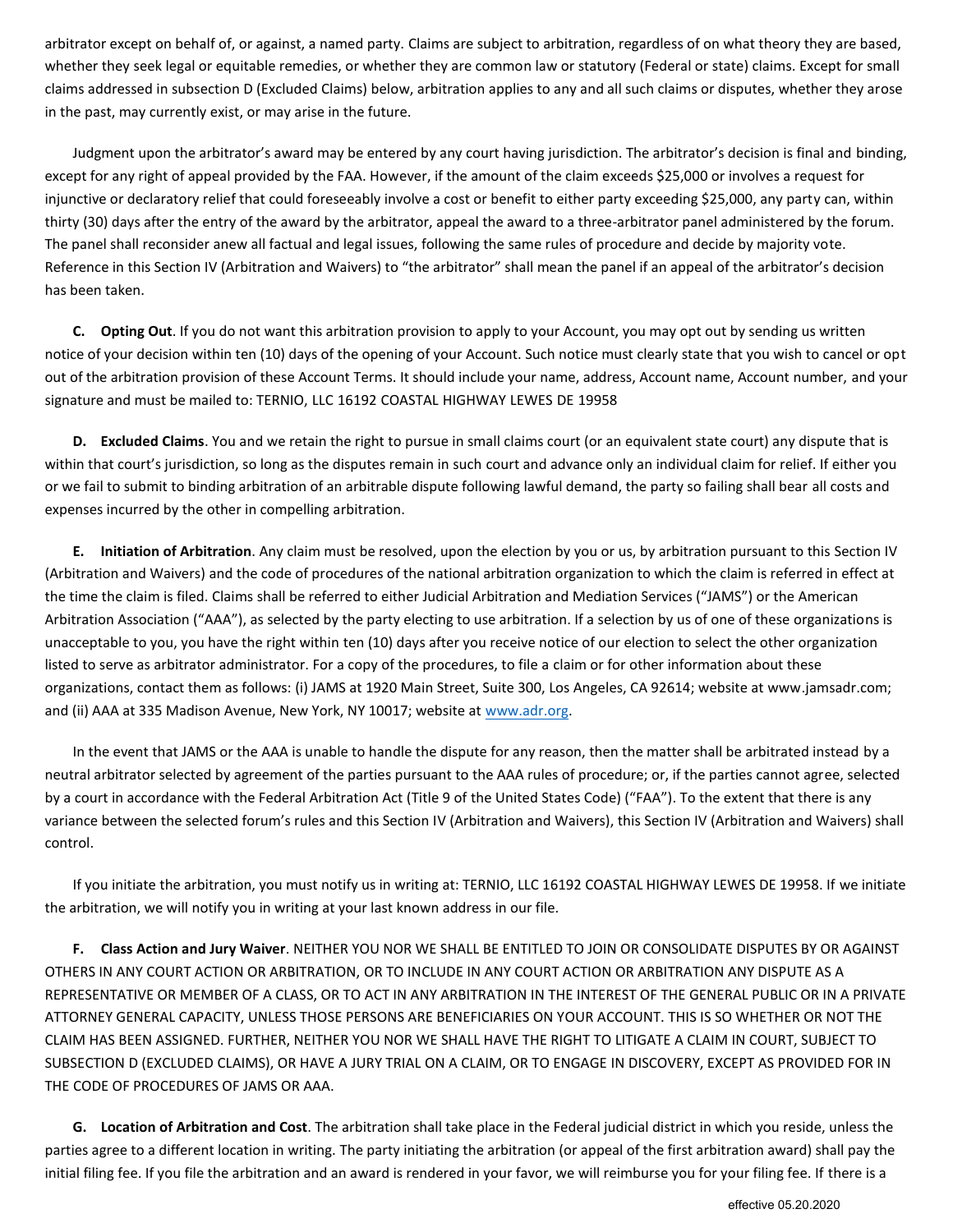arbitrator except on behalf of, or against, a named party. Claims are subject to arbitration, regardless of on what theory they are based, whether they seek legal or equitable remedies, or whether they are common law or statutory (Federal or state) claims. Except for small claims addressed in subsection D (Excluded Claims) below, arbitration applies to any and all such claims or disputes, whether they arose in the past, may currently exist, or may arise in the future.

Judgment upon the arbitrator's award may be entered by any court having jurisdiction. The arbitrator's decision is final and binding, except for any right of appeal provided by the FAA. However, if the amount of the claim exceeds $25,000 or involves a request for injunctive or declaratory relief that could foreseeably involve a cost or benefit to either party exceeding $25,000, any party can, within thirty (30) days after the entry of the award by the arbitrator, appeal the award to a three-arbitrator panel administered by the forum. The panel shall reconsider anew all factual and legal issues, following the same rules of procedure and decide by majority vote. Reference in this Section IV (Arbitration and Waivers) to "the arbitrator" shall mean the panel if an appeal of the arbitrator's decision has been taken.

**C. Opting Out**. If you do not want this arbitration provision to apply to your Account, you may opt out by sending us written notice of your decision within ten (10) days of the opening of your Account. Such notice must clearly state that you wish to cancel or opt out of the arbitration provision of these Account Terms. It should include your name, address, Account name, Account number, and your signature and must be mailed to: TERNIO, LLC 16192 COASTAL HIGHWAY LEWES DE 19958

**D. Excluded Claims**. You and we retain the right to pursue in small claims court (or an equivalent state court) any dispute that is within that court's jurisdiction, so long as the disputes remain in such court and advance only an individual claim for relief. If either you or we fail to submit to binding arbitration of an arbitrable dispute following lawful demand, the party so failing shall bear all costs and expenses incurred by the other in compelling arbitration.

**E. Initiation of Arbitration**. Any claim must be resolved, upon the election by you or us, by arbitration pursuant to this Section IV (Arbitration and Waivers) and the code of procedures of the national arbitration organization to which the claim is referred in effect at the time the claim is filed. Claims shall be referred to either Judicial Arbitration and Mediation Services ("JAMS") or the American Arbitration Association ("AAA"), as selected by the party electing to use arbitration. If a selection by us of one of these organizations is unacceptable to you, you have the right within ten (10) days after you receive notice of our election to select the other organization listed to serve as arbitrator administrator. For a copy of the procedures, to file a claim or for other information about these organizations, contact them as follows: (i) JAMS at 1920 Main Street, Suite 300, Los Angeles, CA 92614; website at www.jamsadr.com; and (ii) AAA at 335 Madison Avenue, New York, NY 10017; website at www.adr.org.

In the event that JAMS or the AAA is unable to handle the dispute for any reason, then the matter shall be arbitrated instead by a neutral arbitrator selected by agreement of the parties pursuant to the AAA rules of procedure; or, if the parties cannot agree, selected by a court in accordance with the Federal Arbitration Act (Title 9 of the United States Code) ("FAA"). To the extent that there is any variance between the selected forum's rules and this Section IV (Arbitration and Waivers), this Section IV (Arbitration and Waivers) shall control.

If you initiate the arbitration, you must notify us in writing at: TERNIO, LLC 16192 COASTAL HIGHWAY LEWES DE 19958. If we initiate the arbitration, we will notify you in writing at your last known address in our file.

**F. Class Action and Jury Waiver**. NEITHER YOU NOR WE SHALL BE ENTITLED TO JOIN OR CONSOLIDATE DISPUTES BY OR AGAINST OTHERS IN ANY COURT ACTION OR ARBITRATION, OR TO INCLUDE IN ANY COURT ACTION OR ARBITRATION ANY DISPUTE AS A REPRESENTATIVE OR MEMBER OF A CLASS, OR TO ACT IN ANY ARBITRATION IN THE INTEREST OF THE GENERAL PUBLIC OR IN A PRIVATE ATTORNEY GENERAL CAPACITY, UNLESS THOSE PERSONS ARE BENEFICIARIES ON YOUR ACCOUNT. THIS IS SO WHETHER OR NOT THE CLAIM HAS BEEN ASSIGNED. FURTHER, NEITHER YOU NOR WE SHALL HAVE THE RIGHT TO LITIGATE A CLAIM IN COURT, SUBJECT TO SUBSECTION D (EXCLUDED CLAIMS), OR HAVE A JURY TRIAL ON A CLAIM, OR TO ENGAGE IN DISCOVERY, EXCEPT AS PROVIDED FOR IN THE CODE OF PROCEDURES OF JAMS OR AAA.

**G. Location of Arbitration and Cost**. The arbitration shall take place in the Federal judicial district in which you reside, unless the parties agree to a different location in writing. The party initiating the arbitration (or appeal of the first arbitration award) shall pay the initial filing fee. If you file the arbitration and an award is rendered in your favor, we will reimburse you for your filing fee. If there is a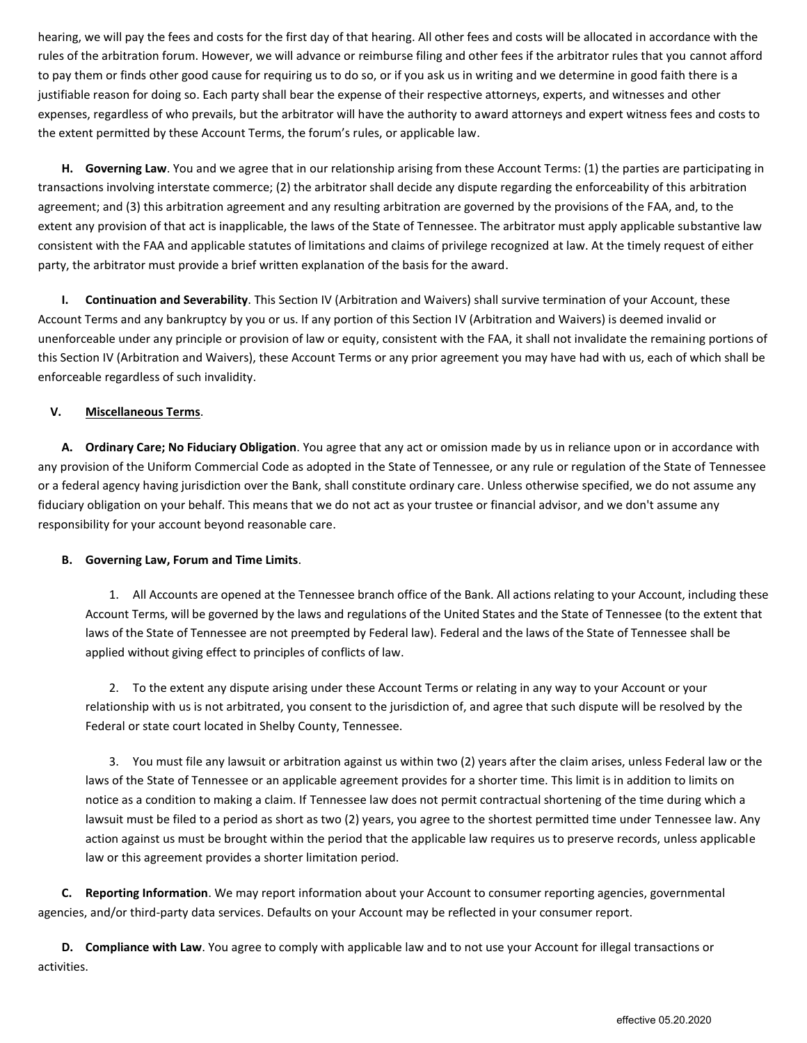hearing, we will pay the fees and costs for the first day of that hearing. All other fees and costs will be allocated in accordance with the rules of the arbitration forum. However, we will advance or reimburse filing and other fees if the arbitrator rules that you cannot afford to pay them or finds other good cause for requiring us to do so, or if you ask us in writing and we determine in good faith there is a justifiable reason for doing so. Each party shall bear the expense of their respective attorneys, experts, and witnesses and other expenses, regardless of who prevails, but the arbitrator will have the authority to award attorneys and expert witness fees and costs to the extent permitted by these Account Terms, the forum's rules, or applicable law.

**H. Governing Law**. You and we agree that in our relationship arising from these Account Terms: (1) the parties are participating in transactions involving interstate commerce; (2) the arbitrator shall decide any dispute regarding the enforceability of this arbitration agreement; and (3) this arbitration agreement and any resulting arbitration are governed by the provisions of the FAA, and, to the extent any provision of that act is inapplicable, the laws of the State of Tennessee. The arbitrator must apply applicable substantive law consistent with the FAA and applicable statutes of limitations and claims of privilege recognized at law. At the timely request of either party, the arbitrator must provide a brief written explanation of the basis for the award.

**I. Continuation and Severability**. This Section IV (Arbitration and Waivers) shall survive termination of your Account, these Account Terms and any bankruptcy by you or us. If any portion of this Section IV (Arbitration and Waivers) is deemed invalid or unenforceable under any principle or provision of law or equity, consistent with the FAA, it shall not invalidate the remaining portions of this Section IV (Arbitration and Waivers), these Account Terms or any prior agreement you may have had with us, each of which shall be enforceable regardless of such invalidity.

**V. Miscellaneous Terms**.

**A. Ordinary Care; No Fiduciary Obligation**. You agree that any act or omission made by us in reliance upon or in accordance with any provision of the Uniform Commercial Code as adopted in the State of Tennessee, or any rule or regulation of the State of Tennessee or a federal agency having jurisdiction over the Bank, shall constitute ordinary care. Unless otherwise specified, we do not assume any fiduciary obligation on your behalf. This means that we do not act as your trustee or financial advisor, and we don't assume any responsibility for your account beyond reasonable care.

**B. Governing Law, Forum and Time Limits**.

1. All Accounts are opened at the Tennessee branch office of the Bank. All actions relating to your Account, including these Account Terms, will be governed by the laws and regulations of the United States and the State of Tennessee (to the extent that laws of the State of Tennessee are not preempted by Federal law). Federal and the laws of the State of Tennessee shall be applied without giving effect to principles of conflicts of law.

2. To the extent any dispute arising under these Account Terms or relating in any way to your Account or your relationship with us is not arbitrated, you consent to the jurisdiction of, and agree that such dispute will be resolved by the Federal or state court located in Shelby County, Tennessee.

3. You must file any lawsuit or arbitration against us within two (2) years after the claim arises, unless Federal law or the laws of the State of Tennessee or an applicable agreement provides for a shorter time. This limit is in addition to limits on notice as a condition to making a claim. If Tennessee law does not permit contractual shortening of the time during which a lawsuit must be filed to a period as short as two (2) years, you agree to the shortest permitted time under Tennessee law. Any action against us must be brought within the period that the applicable law requires us to preserve records, unless applicable law or this agreement provides a shorter limitation period.

**C. Reporting Information**. We may report information about your Account to consumer reporting agencies, governmental agencies, and/or third-party data services. Defaults on your Account may be reflected in your consumer report.

**D. Compliance with Law**. You agree to comply with applicable law and to not use your Account for illegal transactions or activities.

effective 05.20.2020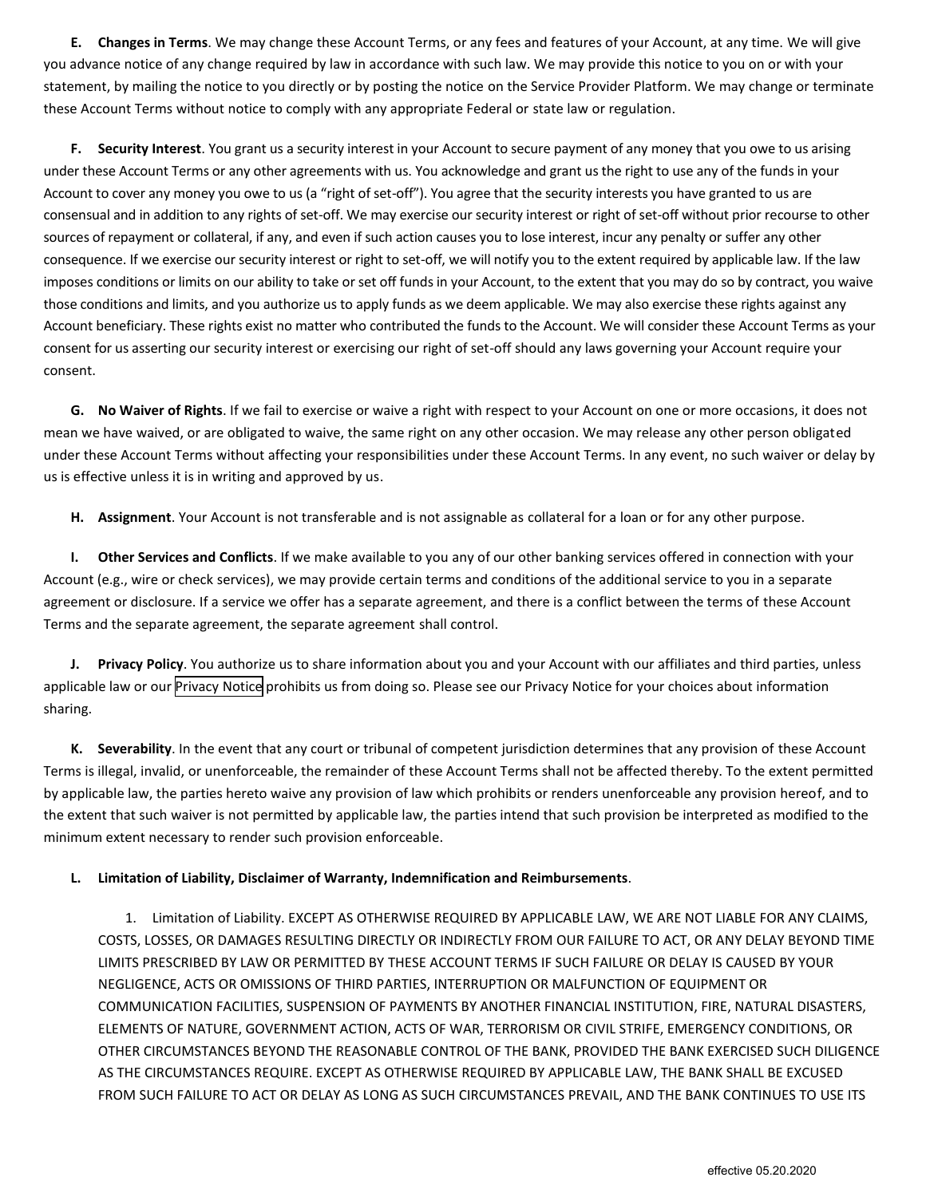**E. Changes in Terms**. We may change these Account Terms, or any fees and features of your Account, at any time. We will give you advance notice of any change required by law in accordance with such law. We may provide this notice to you on or with your statement, by mailing the notice to you directly or by posting the notice on the Service Provider Platform. We may change or terminate these Account Terms without notice to comply with any appropriate Federal or state law or regulation.

**F. Security Interest**. You grant us a security interest in your Account to secure payment of any money that you owe to us arising under these Account Terms or any other agreements with us. You acknowledge and grant us the right to use any of the funds in your Account to cover any money you owe to us (a "right of set-off"). You agree that the security interests you have granted to us are consensual and in addition to any rights of set-off. We may exercise our security interest or right of set-off without prior recourse to other sources of repayment or collateral, if any, and even if such action causes you to lose interest, incur any penalty or suffer any other consequence. If we exercise our security interest or right to set-off, we will notify you to the extent required by applicable law. If the law imposes conditions or limits on our ability to take or set off funds in your Account, to the extent that you may do so by contract, you waive those conditions and limits, and you authorize us to apply funds as we deem applicable. We may also exercise these rights against any Account beneficiary. These rights exist no matter who contributed the funds to the Account. We will consider these Account Terms as your consent for us asserting our security interest or exercising our right of set-off should any laws governing your Account require your consent.

**G. No Waiver of Rights**. If we fail to exercise or waive a right with respect to your Account on one or more occasions, it does not mean we have waived, or are obligated to waive, the same right on any other occasion. We may release any other person obligated under these Account Terms without affecting your responsibilities under these Account Terms. In any event, no such waiver or delay by us is effective unless it is in writing and approved by us.

**H. Assignment**. Your Account is not transferable and is not assignable as collateral for a loan or for any other purpose.

**I. Other Services and Conflicts**. If we make available to you any of our other banking services offered in connection with your Account (e.g., wire or check services), we may provide certain terms and conditions of the additional service to you in a separate agreement or disclosure. If a service we offer has a separate agreement, and there is a conflict between the terms of these Account Terms and the separate agreement, the separate agreement shall control.

**J. Privacy Policy**. You authorize us to share information about you and your Account with our affiliates and third parties, unless applicable law or our Privacy Notice prohibits us from doing so. Please see our Privacy Notice for your choices about information sharing.

**K. Severability**. In the event that any court or tribunal of competent jurisdiction determines that any provision of these Account Terms is illegal, invalid, or unenforceable, the remainder of these Account Terms shall not be affected thereby. To the extent permitted by applicable law, the parties hereto waive any provision of law which prohibits or renders unenforceable any provision hereof, and to the extent that such waiver is not permitted by applicable law, the parties intend that such provision be interpreted as modified to the minimum extent necessary to render such provision enforceable.

**L. Limitation of Liability, Disclaimer of Warranty, Indemnification and Reimbursements**.

1. Limitation of Liability. EXCEPT AS OTHERWISE REQUIRED BY APPLICABLE LAW, WE ARE NOT LIABLE FOR ANY CLAIMS, COSTS, LOSSES, OR DAMAGES RESULTING DIRECTLY OR INDIRECTLY FROM OUR FAILURE TO ACT, OR ANY DELAY BEYOND TIME LIMITS PRESCRIBED BY LAW OR PERMITTED BY THESE ACCOUNT TERMS IF SUCH FAILURE OR DELAY IS CAUSED BY YOUR NEGLIGENCE, ACTS OR OMISSIONS OF THIRD PARTIES, INTERRUPTION OR MALFUNCTION OF EQUIPMENT OR COMMUNICATION FACILITIES, SUSPENSION OF PAYMENTS BY ANOTHER FINANCIAL INSTITUTION, FIRE, NATURAL DISASTERS, ELEMENTS OF NATURE, GOVERNMENT ACTION, ACTS OF WAR, TERRORISM OR CIVIL STRIFE, EMERGENCY CONDITIONS, OR OTHER CIRCUMSTANCES BEYOND THE REASONABLE CONTROL OF THE BANK, PROVIDED THE BANK EXERCISED SUCH DILIGENCE AS THE CIRCUMSTANCES REQUIRE. EXCEPT AS OTHERWISE REQUIRED BY APPLICABLE LAW, THE BANK SHALL BE EXCUSED FROM SUCH FAILURE TO ACT OR DELAY AS LONG AS SUCH CIRCUMSTANCES PREVAIL, AND THE BANK CONTINUES TO USE ITS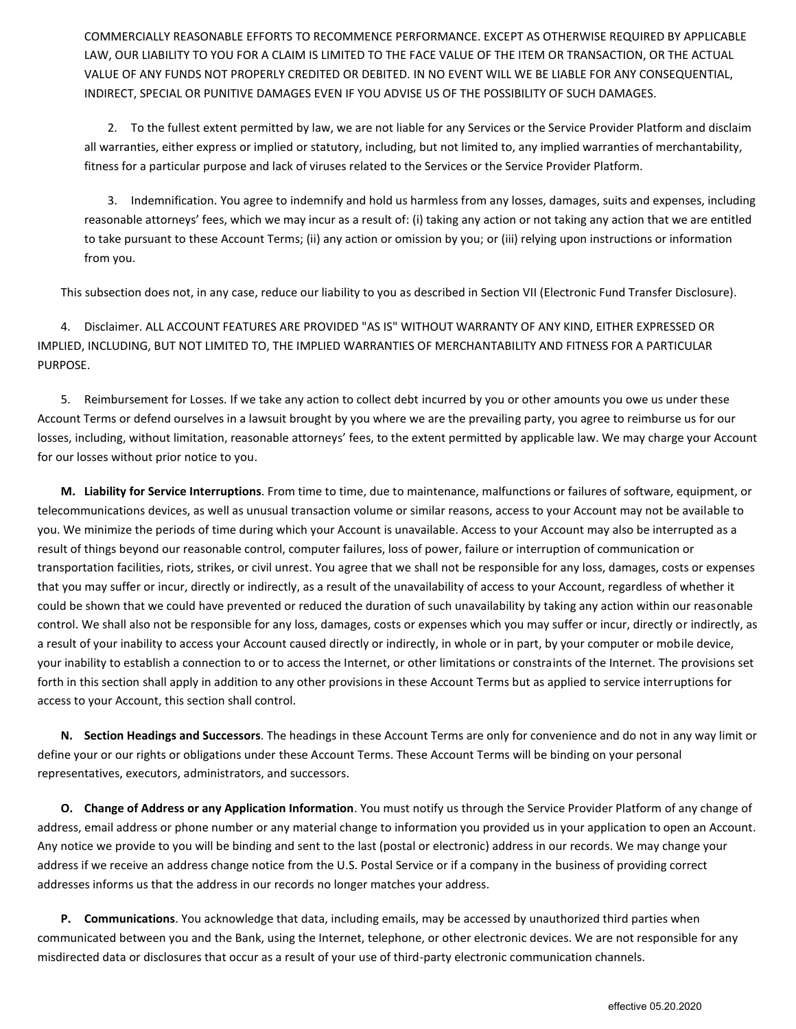COMMERCIALLY REASONABLE EFFORTS TO RECOMMENCE PERFORMANCE. EXCEPT AS OTHERWISE REQUIRED BY APPLICABLE LAW, OUR LIABILITY TO YOU FOR A CLAIM IS LIMITED TO THE FACE VALUE OF THE ITEM OR TRANSACTION, OR THE ACTUAL VALUE OF ANY FUNDS NOT PROPERLY CREDITED OR DEBITED. IN NO EVENT WILL WE BE LIABLE FOR ANY CONSEQUENTIAL, INDIRECT, SPECIAL OR PUNITIVE DAMAGES EVEN IF YOU ADVISE US OF THE POSSIBILITY OF SUCH DAMAGES.

2. To the fullest extent permitted by law, we are not liable for any Services or the Service Provider Platform and disclaim all warranties, either express or implied or statutory, including, but not limited to, any implied warranties of merchantability, fitness for a particular purpose and lack of viruses related to the Services or the Service Provider Platform.

3. Indemnification. You agree to indemnify and hold us harmless from any losses, damages, suits and expenses, including reasonable attorneys' fees, which we may incur as a result of: (i) taking any action or not taking any action that we are entitled to take pursuant to these Account Terms; (ii) any action or omission by you; or (iii) relying upon instructions or information from you.

This subsection does not, in any case, reduce our liability to you as described in Section VII (Electronic Fund Transfer Disclosure).

4. Disclaimer. ALL ACCOUNT FEATURES ARE PROVIDED "AS IS" WITHOUT WARRANTY OF ANY KIND, EITHER EXPRESSED OR IMPLIED, INCLUDING, BUT NOT LIMITED TO, THE IMPLIED WARRANTIES OF MERCHANTABILITY AND FITNESS FOR A PARTICULAR PURPOSE.

5. Reimbursement for Losses. If we take any action to collect debt incurred by you or other amounts you owe us under these Account Terms or defend ourselves in a lawsuit brought by you where we are the prevailing party, you agree to reimburse us for our losses, including, without limitation, reasonable attorneys' fees, to the extent permitted by applicable law. We may charge your Account for our losses without prior notice to you.

**M. Liability for Service Interruptions**. From time to time, due to maintenance, malfunctions or failures of software, equipment, or telecommunications devices, as well as unusual transaction volume or similar reasons, access to your Account may not be available to you. We minimize the periods of time during which your Account is unavailable. Access to your Account may also be interrupted as a result of things beyond our reasonable control, computer failures, loss of power, failure or interruption of communication or transportation facilities, riots, strikes, or civil unrest. You agree that we shall not be responsible for any loss, damages, costs or expenses that you may suffer or incur, directly or indirectly, as a result of the unavailability of access to your Account, regardless of whether it could be shown that we could have prevented or reduced the duration of such unavailability by taking any action within our reasonable control. We shall also not be responsible for any loss, damages, costs or expenses which you may suffer or incur, directly or indirectly, as a result of your inability to access your Account caused directly or indirectly, in whole or in part, by your computer or mobile device, your inability to establish a connection to or to access the Internet, or other limitations or constraints of the Internet. The provisions set forth in this section shall apply in addition to any other provisions in these Account Terms but as applied to service interruptions for access to your Account, this section shall control.

**N. Section Headings and Successors**. The headings in these Account Terms are only for convenience and do not in any way limit or define your or our rights or obligations under these Account Terms. These Account Terms will be binding on your personal representatives, executors, administrators, and successors.

**O. Change of Address or any Application Information**. You must notify us through the Service Provider Platform of any change of address, email address or phone number or any material change to information you provided us in your application to open an Account. Any notice we provide to you will be binding and sent to the last (postal or electronic) address in our records. We may change your address if we receive an address change notice from the U.S. Postal Service or if a company in the business of providing correct addresses informs us that the address in our records no longer matches your address.

**P. Communications**. You acknowledge that data, including emails, may be accessed by unauthorized third parties when communicated between you and the Bank, using the Internet, telephone, or other electronic devices. We are not responsible for any misdirected data or disclosures that occur as a result of your use of third-party electronic communication channels.

effective 05.20.2020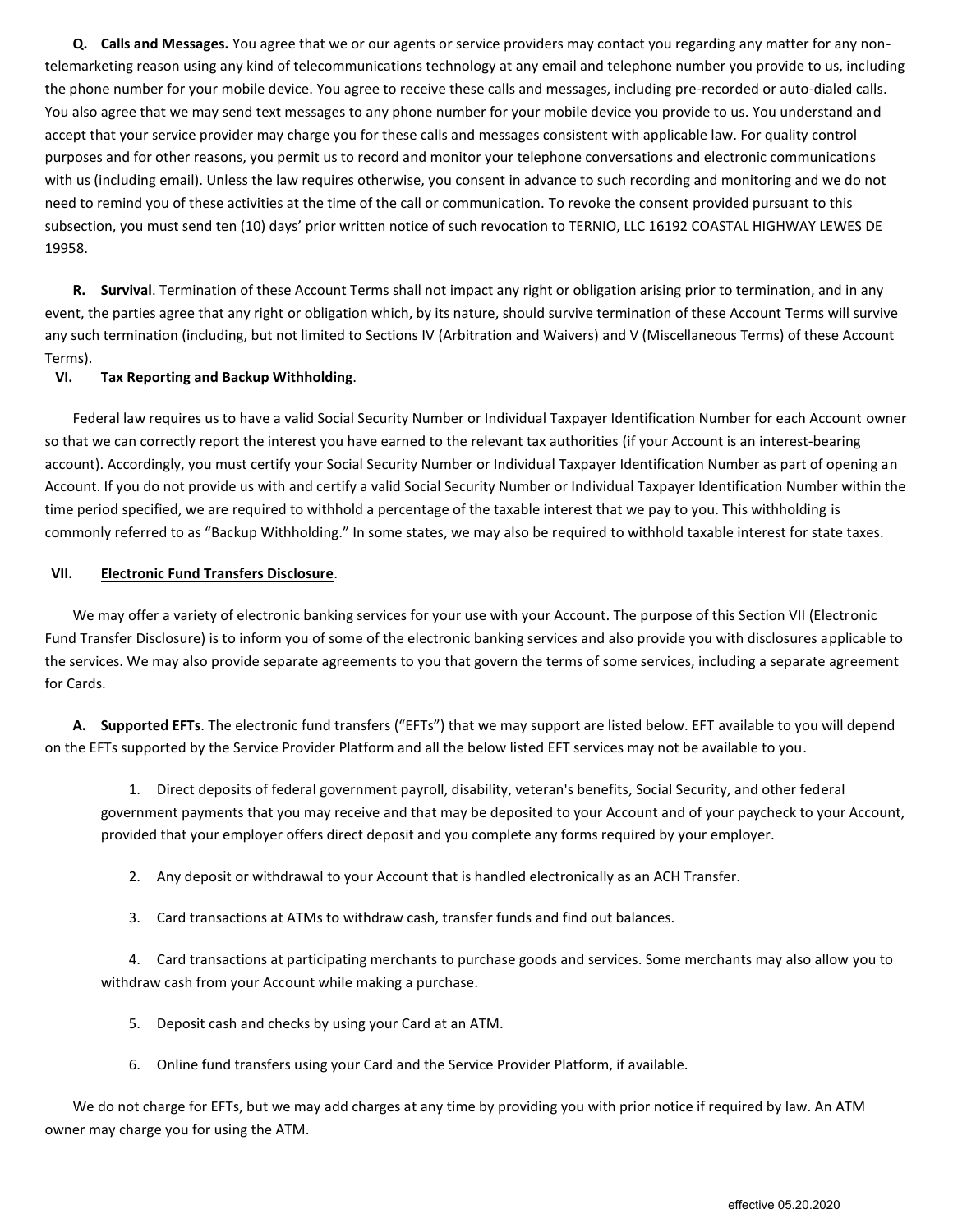**Q. Calls and Messages.** You agree that we or our agents or service providers may contact you regarding any matter for any non-telemarketing reason using any kind of telecommunications technology at any email and telephone number you provide to us, including the phone number for your mobile device. You agree to receive these calls and messages, including pre-recorded or auto-dialed calls. You also agree that we may send text messages to any phone number for your mobile device you provide to us. You understand and accept that your service provider may charge you for these calls and messages consistent with applicable law. For quality control purposes and for other reasons, you permit us to record and monitor your telephone conversations and electronic communications with us (including email). Unless the law requires otherwise, you consent in advance to such recording and monitoring and we do not need to remind you of these activities at the time of the call or communication. To revoke the consent provided pursuant to this subsection, you must send ten (10) days' prior written notice of such revocation to TERNIO, LLC 16192 COASTAL HIGHWAY LEWES DE 19958.

**R. Survival**. Termination of these Account Terms shall not impact any right or obligation arising prior to termination, and in any event, the parties agree that any right or obligation which, by its nature, should survive termination of these Account Terms will survive any such termination (including, but not limited to Sections IV (Arbitration and Waivers) and V (Miscellaneous Terms) of these Account Terms).

## VI. Tax Reporting and Backup Withholding.

Federal law requires us to have a valid Social Security Number or Individual Taxpayer Identification Number for each Account owner so that we can correctly report the interest you have earned to the relevant tax authorities (if your Account is an interest-bearing account). Accordingly, you must certify your Social Security Number or Individual Taxpayer Identification Number as part of opening an Account. If you do not provide us with and certify a valid Social Security Number or Individual Taxpayer Identification Number within the time period specified, we are required to withhold a percentage of the taxable interest that we pay to you. This withholding is commonly referred to as "Backup Withholding." In some states, we may also be required to withhold taxable interest for state taxes.

## VII. Electronic Fund Transfers Disclosure.

We may offer a variety of electronic banking services for your use with your Account. The purpose of this Section VII (Electronic Fund Transfer Disclosure) is to inform you of some of the electronic banking services and also provide you with disclosures applicable to the services. We may also provide separate agreements to you that govern the terms of some services, including a separate agreement for Cards.

**A. Supported EFTs**. The electronic fund transfers ("EFTs") that we may support are listed below. EFT available to you will depend on the EFTs supported by the Service Provider Platform and all the below listed EFT services may not be available to you.

1. Direct deposits of federal government payroll, disability, veteran's benefits, Social Security, and other federal government payments that you may receive and that may be deposited to your Account and of your paycheck to your Account, provided that your employer offers direct deposit and you complete any forms required by your employer.

2. Any deposit or withdrawal to your Account that is handled electronically as an ACH Transfer.

3. Card transactions at ATMs to withdraw cash, transfer funds and find out balances.

4. Card transactions at participating merchants to purchase goods and services. Some merchants may also allow you to withdraw cash from your Account while making a purchase.

5. Deposit cash and checks by using your Card at an ATM.

6. Online fund transfers using your Card and the Service Provider Platform, if available.

We do not charge for EFTs, but we may add charges at any time by providing you with prior notice if required by law. An ATM owner may charge you for using the ATM.

effective 05.20.2020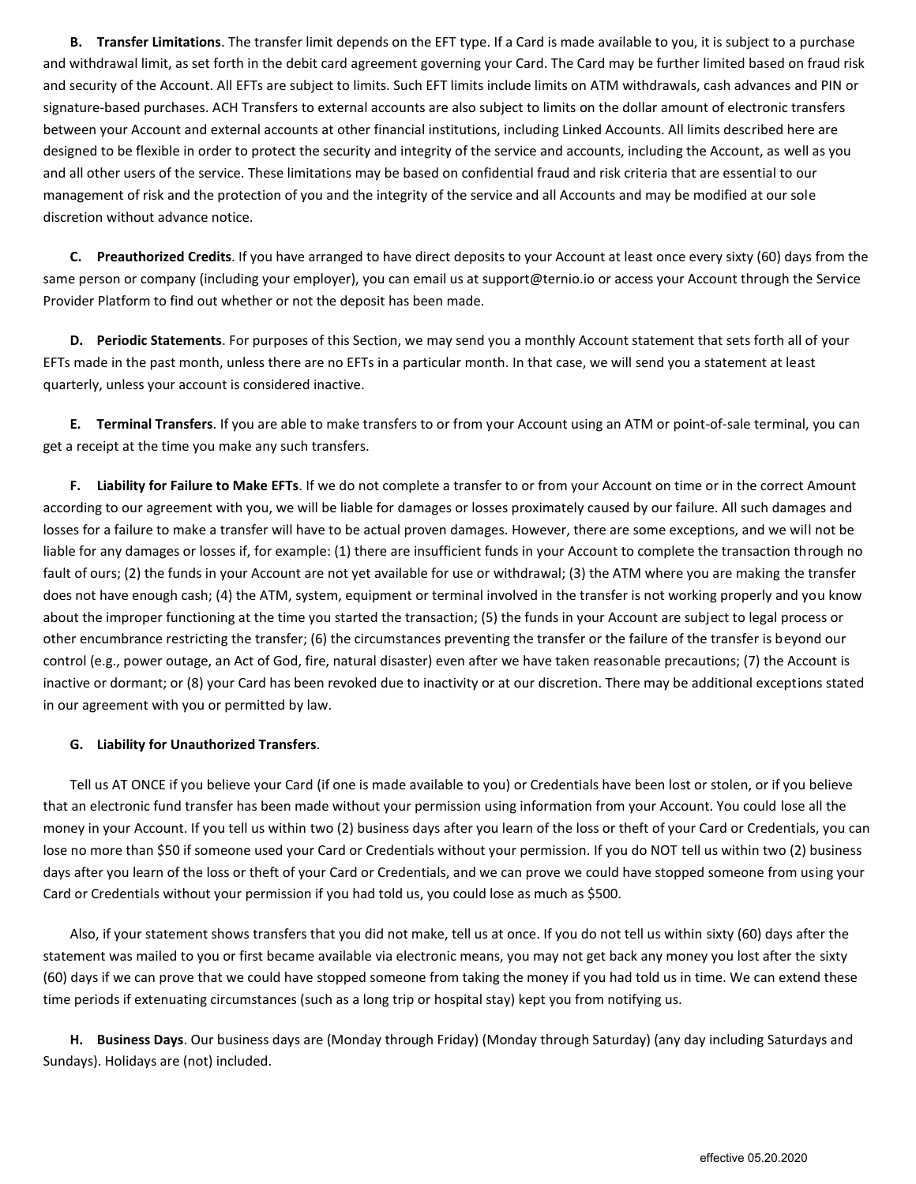**B. Transfer Limitations**. The transfer limit depends on the EFT type. If a Card is made available to you, it is subject to a purchase and withdrawal limit, as set forth in the debit card agreement governing your Card. The Card may be further limited based on fraud risk and security of the Account. All EFTs are subject to limits. Such EFT limits include limits on ATM withdrawals, cash advances and PIN or signature-based purchases. ACH Transfers to external accounts are also subject to limits on the dollar amount of electronic transfers between your Account and external accounts at other financial institutions, including Linked Accounts. All limits described here are designed to be flexible in order to protect the security and integrity of the service and accounts, including the Account, as well as you and all other users of the service. These limitations may be based on confidential fraud and risk criteria that are essential to our management of risk and the protection of you and the integrity of the service and all Accounts and may be modified at our sole discretion without advance notice.

**C. Preauthorized Credits**. If you have arranged to have direct deposits to your Account at least once every sixty (60) days from the same person or company (including your employer), you can email us at support@ternio.io or access your Account through the Service Provider Platform to find out whether or not the deposit has been made.

**D. Periodic Statements**. For purposes of this Section, we may send you a monthly Account statement that sets forth all of your EFTs made in the past month, unless there are no EFTs in a particular month. In that case, we will send you a statement at least quarterly, unless your account is considered inactive.

**E. Terminal Transfers**. If you are able to make transfers to or from your Account using an ATM or point-of-sale terminal, you can get a receipt at the time you make any such transfers.

**F. Liability for Failure to Make EFTs**. If we do not complete a transfer to or from your Account on time or in the correct Amount according to our agreement with you, we will be liable for damages or losses proximately caused by our failure. All such damages and losses for a failure to make a transfer will have to be actual proven damages. However, there are some exceptions, and we will not be liable for any damages or losses if, for example: (1) there are insufficient funds in your Account to complete the transaction through no fault of ours; (2) the funds in your Account are not yet available for use or withdrawal; (3) the ATM where you are making the transfer does not have enough cash; (4) the ATM, system, equipment or terminal involved in the transfer is not working properly and you know about the improper functioning at the time you started the transaction; (5) the funds in your Account are subject to legal process or other encumbrance restricting the transfer; (6) the circumstances preventing the transfer or the failure of the transfer is beyond our control (e.g., power outage, an Act of God, fire, natural disaster) even after we have taken reasonable precautions; (7) the Account is inactive or dormant; or (8) your Card has been revoked due to inactivity or at our discretion. There may be additional exceptions stated in our agreement with you or permitted by law.

**G. Liability for Unauthorized Transfers**.

Tell us AT ONCE if you believe your Card (if one is made available to you) or Credentials have been lost or stolen, or if you believe that an electronic fund transfer has been made without your permission using information from your Account. You could lose all the money in your Account. If you tell us within two (2) business days after you learn of the loss or theft of your Card or Credentials, you can lose no more than $50 if someone used your Card or Credentials without your permission. If you do NOT tell us within two (2) business days after you learn of the loss or theft of your Card or Credentials, and we can prove we could have stopped someone from using your Card or Credentials without your permission if you had told us, you could lose as much as $500.

Also, if your statement shows transfers that you did not make, tell us at once. If you do not tell us within sixty (60) days after the statement was mailed to you or first became available via electronic means, you may not get back any money you lost after the sixty (60) days if we can prove that we could have stopped someone from taking the money if you had told us in time. We can extend these time periods if extenuating circumstances (such as a long trip or hospital stay) kept you from notifying us.

**H. Business Days**. Our business days are (Monday through Friday) (Monday through Saturday) (any day including Saturdays and Sundays). Holidays are (not) included.

effective 05.20.2020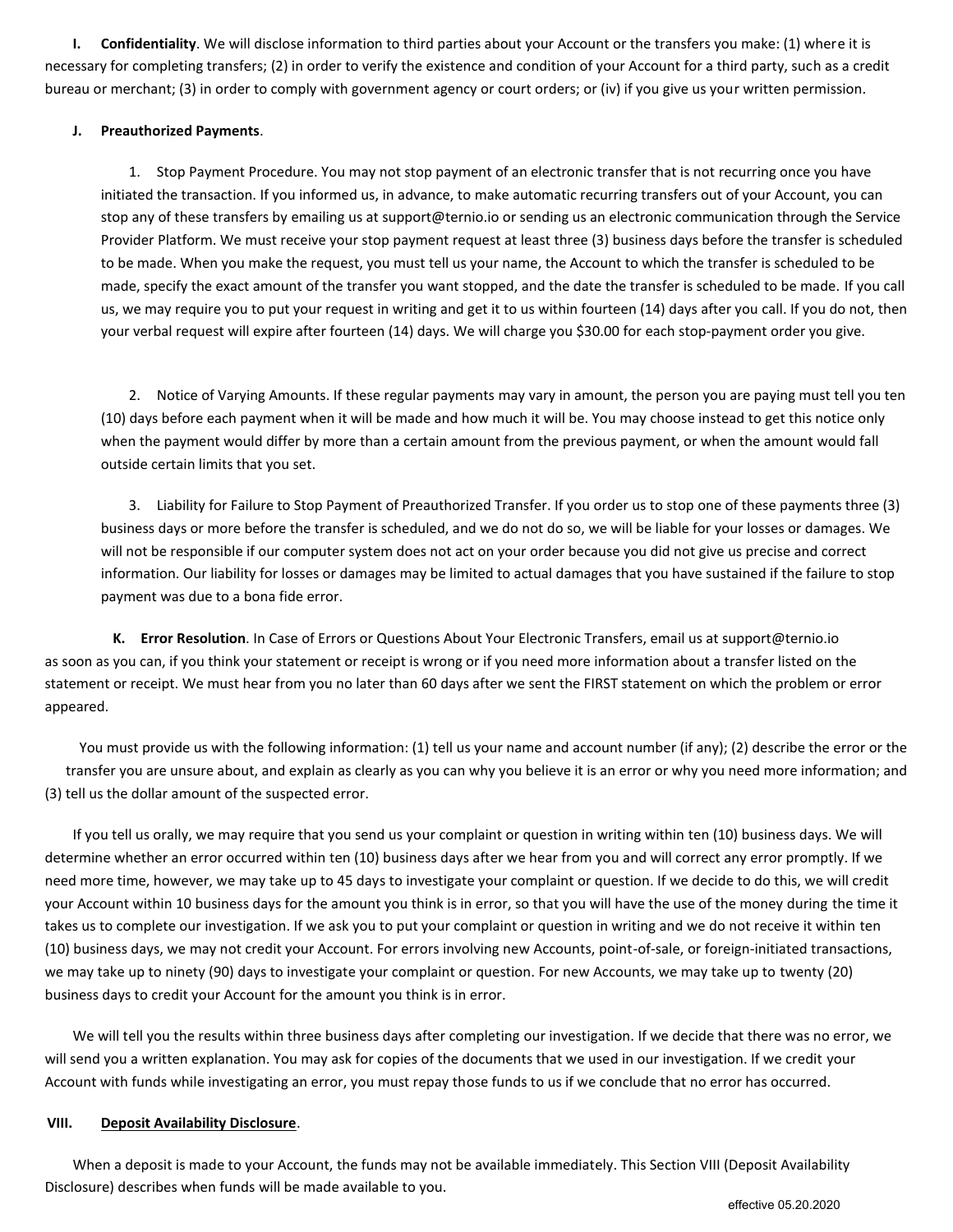**I. Confidentiality**. We will disclose information to third parties about your Account or the transfers you make: (1) where it is necessary for completing transfers; (2) in order to verify the existence and condition of your Account for a third party, such as a credit bureau or merchant; (3) in order to comply with government agency or court orders; or (iv) if you give us your written permission.

**J. Preauthorized Payments**.

1. Stop Payment Procedure. You may not stop payment of an electronic transfer that is not recurring once you have initiated the transaction. If you informed us, in advance, to make automatic recurring transfers out of your Account, you can stop any of these transfers by emailing us at support@ternio.io or sending us an electronic communication through the Service Provider Platform. We must receive your stop payment request at least three (3) business days before the transfer is scheduled to be made. When you make the request, you must tell us your name, the Account to which the transfer is scheduled to be made, specify the exact amount of the transfer you want stopped, and the date the transfer is scheduled to be made. If you call us, we may require you to put your request in writing and get it to us within fourteen (14) days after you call. If you do not, then your verbal request will expire after fourteen (14) days. We will charge you $30.00 for each stop-payment order you give.

2. Notice of Varying Amounts. If these regular payments may vary in amount, the person you are paying must tell you ten (10) days before each payment when it will be made and how much it will be. You may choose instead to get this notice only when the payment would differ by more than a certain amount from the previous payment, or when the amount would fall outside certain limits that you set.

3. Liability for Failure to Stop Payment of Preauthorized Transfer. If you order us to stop one of these payments three (3) business days or more before the transfer is scheduled, and we do not do so, we will be liable for your losses or damages. We will not be responsible if our computer system does not act on your order because you did not give us precise and correct information. Our liability for losses or damages may be limited to actual damages that you have sustained if the failure to stop payment was due to a bona fide error.

**K. Error Resolution**. In Case of Errors or Questions About Your Electronic Transfers, email us at support@ternio.io as soon as you can, if you think your statement or receipt is wrong or if you need more information about a transfer listed on the statement or receipt. We must hear from you no later than 60 days after we sent the FIRST statement on which the problem or error appeared.

You must provide us with the following information: (1) tell us your name and account number (if any); (2) describe the error or the transfer you are unsure about, and explain as clearly as you can why you believe it is an error or why you need more information; and (3) tell us the dollar amount of the suspected error.

If you tell us orally, we may require that you send us your complaint or question in writing within ten (10) business days. We will determine whether an error occurred within ten (10) business days after we hear from you and will correct any error promptly. If we need more time, however, we may take up to 45 days to investigate your complaint or question. If we decide to do this, we will credit your Account within 10 business days for the amount you think is in error, so that you will have the use of the money during the time it takes us to complete our investigation. If we ask you to put your complaint or question in writing and we do not receive it within ten (10) business days, we may not credit your Account. For errors involving new Accounts, point-of-sale, or foreign-initiated transactions, we may take up to ninety (90) days to investigate your complaint or question. For new Accounts, we may take up to twenty (20) business days to credit your Account for the amount you think is in error.

We will tell you the results within three business days after completing our investigation. If we decide that there was no error, we will send you a written explanation. You may ask for copies of the documents that we used in our investigation. If we credit your Account with funds while investigating an error, you must repay those funds to us if we conclude that no error has occurred.

## VIII. Deposit Availability Disclosure.

When a deposit is made to your Account, the funds may not be available immediately. This Section VIII (Deposit Availability Disclosure) describes when funds will be made available to you.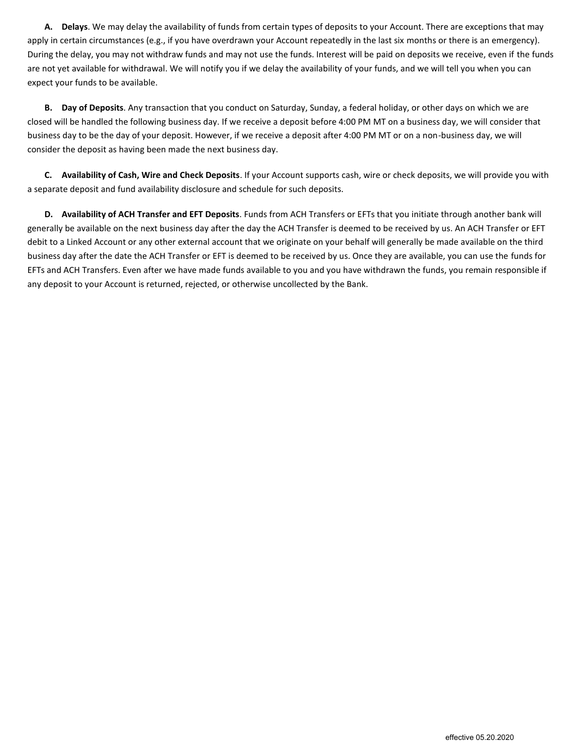**A. Delays**. We may delay the availability of funds from certain types of deposits to your Account. There are exceptions that may apply in certain circumstances (e.g., if you have overdrawn your Account repeatedly in the last six months or there is an emergency). During the delay, you may not withdraw funds and may not use the funds. Interest will be paid on deposits we receive, even if the funds are not yet available for withdrawal. We will notify you if we delay the availability of your funds, and we will tell you when you can expect your funds to be available.

**B. Day of Deposits**. Any transaction that you conduct on Saturday, Sunday, a federal holiday, or other days on which we are closed will be handled the following business day. If we receive a deposit before 4:00 PM MT on a business day, we will consider that business day to be the day of your deposit. However, if we receive a deposit after 4:00 PM MT or on a non-business day, we will consider the deposit as having been made the next business day.

**C. Availability of Cash, Wire and Check Deposits**. If your Account supports cash, wire or check deposits, we will provide you with a separate deposit and fund availability disclosure and schedule for such deposits.

**D. Availability of ACH Transfer and EFT Deposits**. Funds from ACH Transfers or EFTs that you initiate through another bank will generally be available on the next business day after the day the ACH Transfer is deemed to be received by us. An ACH Transfer or EFT debit to a Linked Account or any other external account that we originate on your behalf will generally be made available on the third business day after the date the ACH Transfer or EFT is deemed to be received by us. Once they are available, you can use the funds for EFTs and ACH Transfers. Even after we have made funds available to you and you have withdrawn the funds, you remain responsible if any deposit to your Account is returned, rejected, or otherwise uncollected by the Bank.

effective 05.20.2020